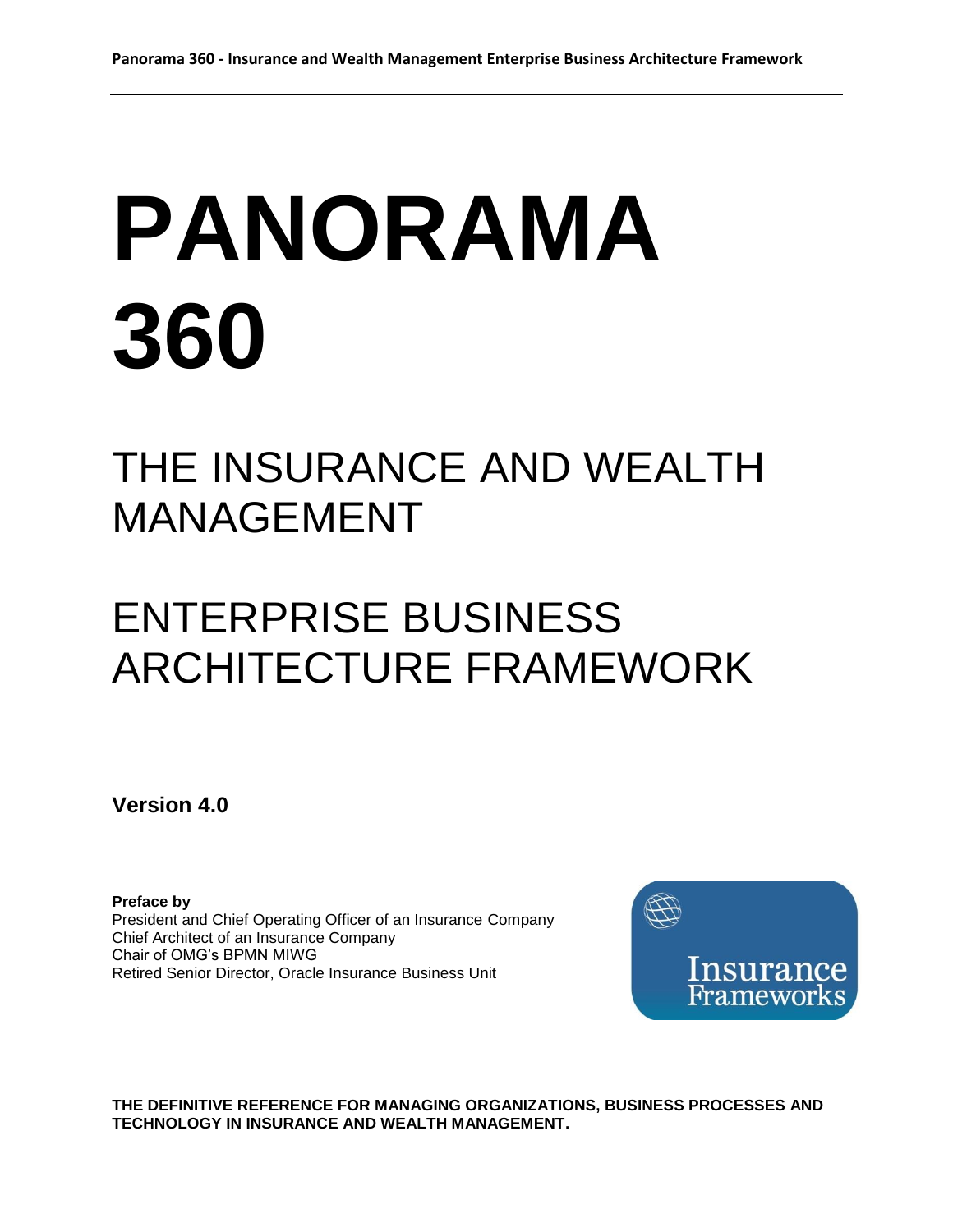# PANORAMA 360

## THE INSURANCE AND WEALTH MANAGEMENT

## ENTERPRISE BUSINESS ARCHITECTURE FRAMEWORK

**Version 4.0**

**Preface by**
President and Chief Operating Officer of an Insurance Company
Chief Architect of an Insurance Company
Chair of OMG's BPMN MIWG
Retired Senior Director, Oracle Insurance Business Unit

Insurance Frameworks

**THE DEFINITIVE REFERENCE FOR MANAGING ORGANIZATIONS, BUSINESS PROCESSES AND TECHNOLOGY IN INSURANCE AND WEALTH MANAGEMENT.**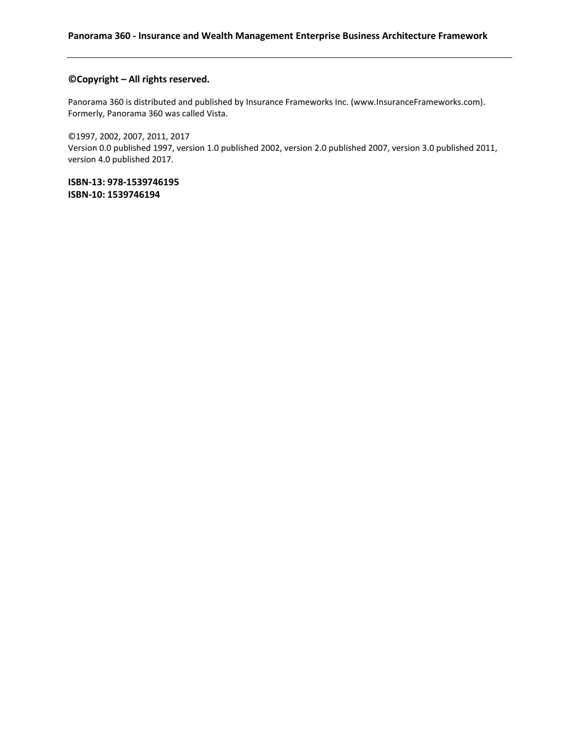**©Copyright – All rights reserved.**

Panorama 360 is distributed and published by Insurance Frameworks Inc. (www.InsuranceFrameworks.com). Formerly, Panorama 360 was called Vista.

©1997, 2002, 2007, 2011, 2017
Version 0.0 published 1997, version 1.0 published 2002, version 2.0 published 2007, version 3.0 published 2011, version 4.0 published 2017.

**ISBN-13: 978-1539746195**
**ISBN-10: 1539746194**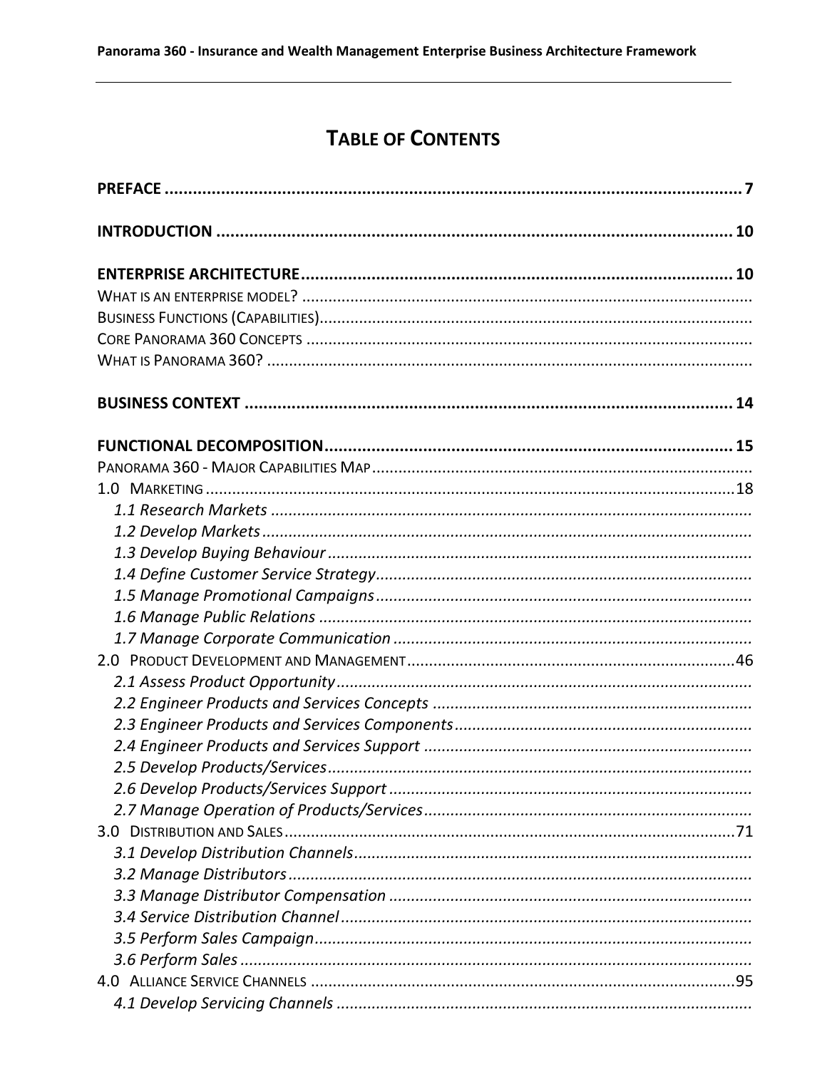# TABLE OF CONTENTS

**PREFACE** ........................................................................................................ **7**

**INTRODUCTION** ............................................................................................ **10**

**ENTERPRISE ARCHITECTURE** ........................................................................... **10**

WHAT IS AN ENTERPRISE MODEL? ........................................................................
BUSINESS FUNCTIONS (CAPABILITIES)....................................................................
CORE PANORAMA 360 CONCEPTS .........................................................................
WHAT IS PANORAMA 360? ...................................................................................

**BUSINESS CONTEXT** ......................................................................................... **14**

**FUNCTIONAL DECOMPOSITION** ........................................................................ **15**

PANORAMA 360 - MAJOR CAPABILITIES MAP .........................................................
1.0 MARKETING ................................................................................................ 18
- *1.1 Research Markets* ........................................................................................
- *1.2 Develop Markets* .........................................................................................
- *1.3 Develop Buying Behaviour* ...........................................................................
- *1.4 Define Customer Service Strategy* .................................................................
- *1.5 Manage Promotional Campaigns* ...................................................................
- *1.6 Manage Public Relations* ..............................................................................
- *1.7 Manage Corporate Communication* ................................................................

2.0 PRODUCT DEVELOPMENT AND MANAGEMENT ................................................... 46
- *2.1 Assess Product Opportunity* ..........................................................................
- *2.2 Engineer Products and Services Concepts* .......................................................
- *2.3 Engineer Products and Services Components* ..................................................
- *2.4 Engineer Products and Services Support* .........................................................
- *2.5 Develop Products/Services* ...........................................................................
- *2.6 Develop Products/Services Support* ...............................................................
- *2.7 Manage Operation of Products/Services* .........................................................

3.0 DISTRIBUTION AND SALES ............................................................................... 71
- *3.1 Develop Distribution Channels* ......................................................................
- *3.2 Manage Distributors* ....................................................................................
- *3.3 Manage Distributor Compensation* .................................................................
- *3.4 Service Distribution Channel* .........................................................................
- *3.5 Perform Sales Campaign* ..............................................................................
- *3.6 Perform Sales* ............................................................................................

4.0 ALLIANCE SERVICE CHANNELS ........................................................................... 95
- *4.1 Develop Servicing Channels* ..........................................................................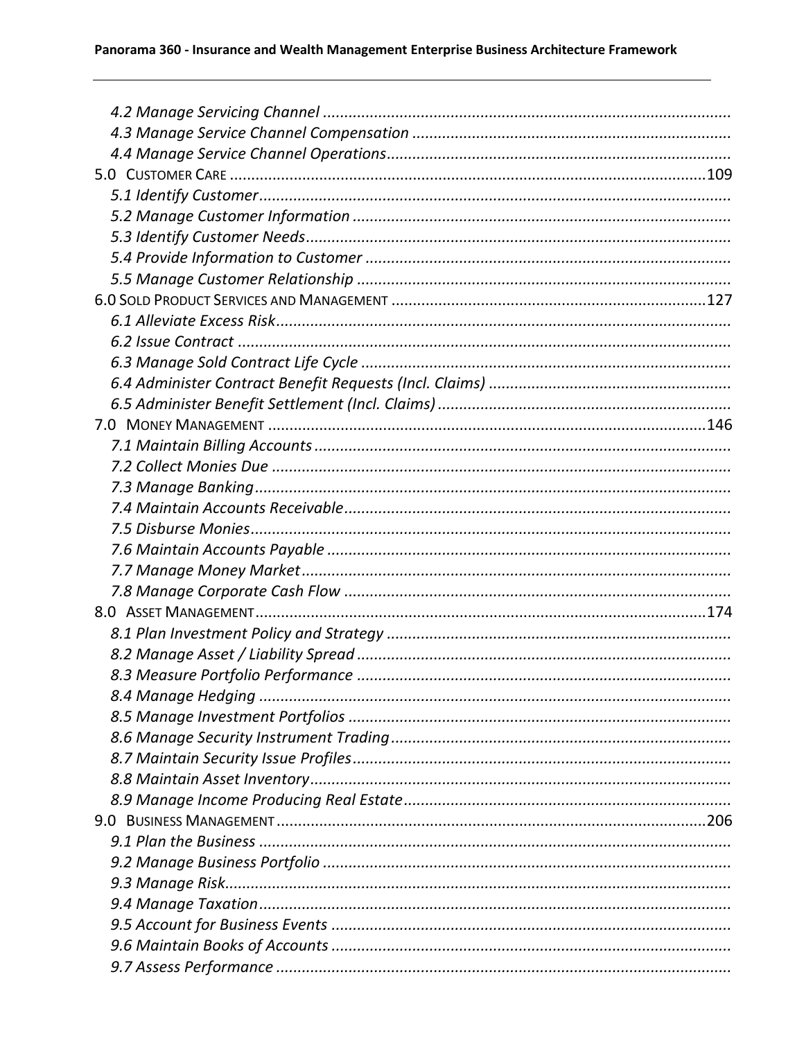- *4.2 Manage Servicing Channel*
- *4.3 Manage Service Channel Compensation*
- *4.4 Manage Service Channel Operations*

5.0 Customer Care ..... 109

- *5.1 Identify Customer*
- *5.2 Manage Customer Information*
- *5.3 Identify Customer Needs*
- *5.4 Provide Information to Customer*
- *5.5 Manage Customer Relationship*

6.0 Sold Product Services and Management ..... 127

- *6.1 Alleviate Excess Risk*
- *6.2 Issue Contract*
- *6.3 Manage Sold Contract Life Cycle*
- *6.4 Administer Contract Benefit Requests (Incl. Claims)*
- *6.5 Administer Benefit Settlement (Incl. Claims)*

7.0 Money Management ..... 146

- *7.1 Maintain Billing Accounts*
- *7.2 Collect Monies Due*
- *7.3 Manage Banking*
- *7.4 Maintain Accounts Receivable*
- *7.5 Disburse Monies*
- *7.6 Maintain Accounts Payable*
- *7.7 Manage Money Market*
- *7.8 Manage Corporate Cash Flow*

8.0 Asset Management ..... 174

- *8.1 Plan Investment Policy and Strategy*
- *8.2 Manage Asset / Liability Spread*
- *8.3 Measure Portfolio Performance*
- *8.4 Manage Hedging*
- *8.5 Manage Investment Portfolios*
- *8.6 Manage Security Instrument Trading*
- *8.7 Maintain Security Issue Profiles*
- *8.8 Maintain Asset Inventory*
- *8.9 Manage Income Producing Real Estate*

9.0 Business Management ..... 206

- *9.1 Plan the Business*
- *9.2 Manage Business Portfolio*
- *9.3 Manage Risk*
- *9.4 Manage Taxation*
- *9.5 Account for Business Events*
- *9.6 Maintain Books of Accounts*
- *9.7 Assess Performance*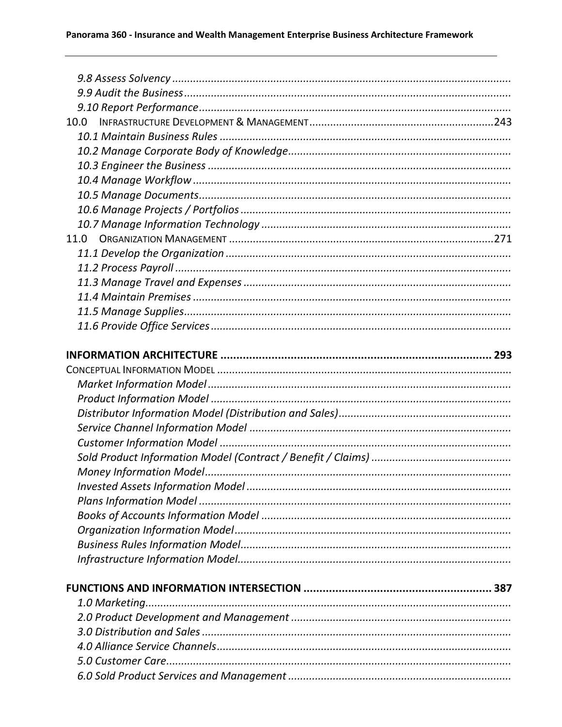*9.8 Assess Solvency*
*9.9 Audit the Business*
*9.10 Report Performance*

10.0 INFRASTRUCTURE DEVELOPMENT & MANAGEMENT ..... 243

*10.1 Maintain Business Rules*
*10.2 Manage Corporate Body of Knowledge*
*10.3 Engineer the Business*
*10.4 Manage Workflow*
*10.5 Manage Documents*
*10.6 Manage Projects / Portfolios*
*10.7 Manage Information Technology*

11.0 ORGANIZATION MANAGEMENT ..... 271

*11.1 Develop the Organization*
*11.2 Process Payroll*
*11.3 Manage Travel and Expenses*
*11.4 Maintain Premises*
*11.5 Manage Supplies*
*11.6 Provide Office Services*

**INFORMATION ARCHITECTURE ..... 293**

CONCEPTUAL INFORMATION MODEL

*Market Information Model*
*Product Information Model*
*Distributor Information Model (Distribution and Sales)*
*Service Channel Information Model*
*Customer Information Model*
*Sold Product Information Model (Contract / Benefit / Claims)*
*Money Information Model*
*Invested Assets Information Model*
*Plans Information Model*
*Books of Accounts Information Model*
*Organization Information Model*
*Business Rules Information Model*
*Infrastructure Information Model*

**FUNCTIONS AND INFORMATION INTERSECTION ..... 387**

*1.0 Marketing*
*2.0 Product Development and Management*
*3.0 Distribution and Sales*
*4.0 Alliance Service Channels*
*5.0 Customer Care*
*6.0 Sold Product Services and Management*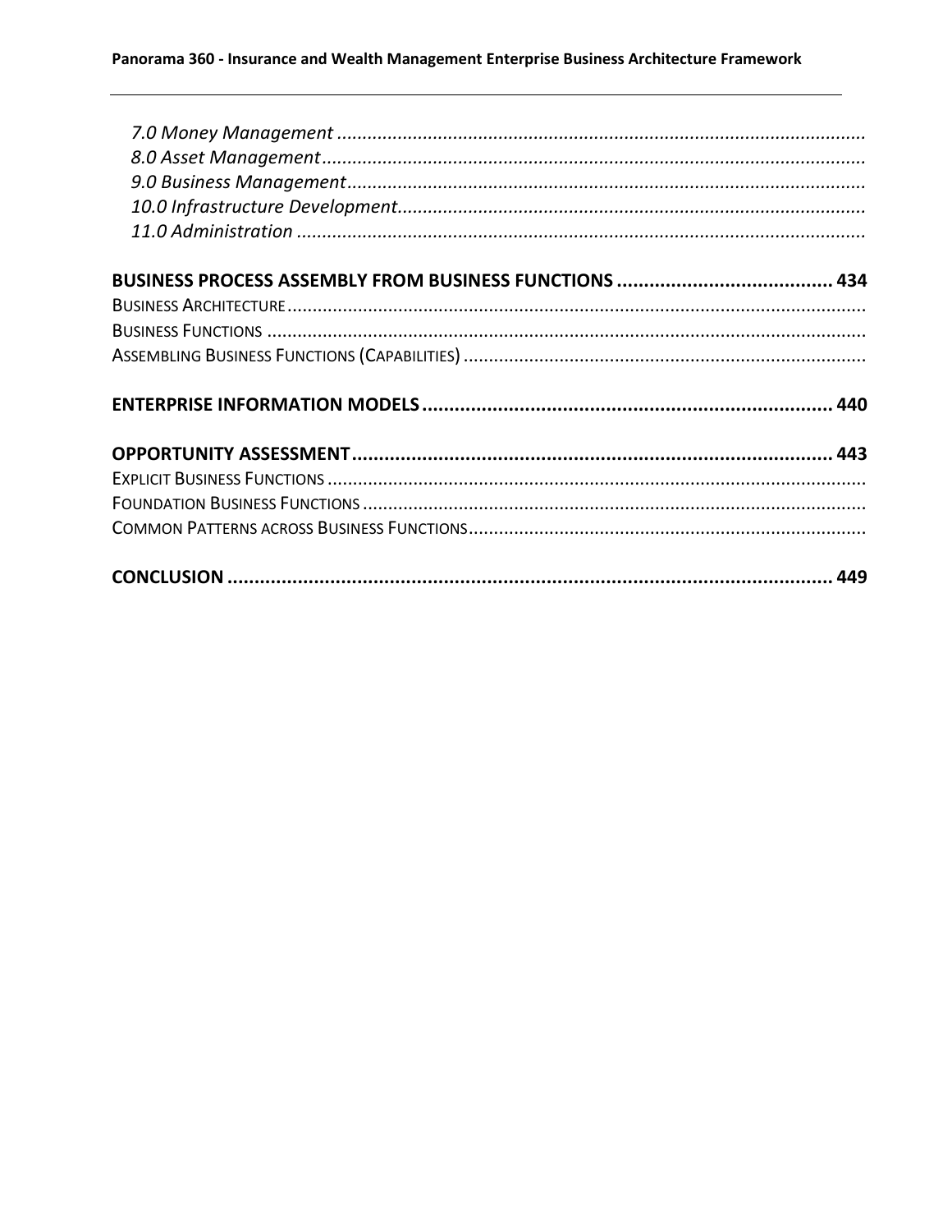*7.0 Money Management*
*8.0 Asset Management*
*9.0 Business Management*
*10.0 Infrastructure Development*
*11.0 Administration*

**BUSINESS PROCESS ASSEMBLY FROM BUSINESS FUNCTIONS ... 434**

BUSINESS ARCHITECTURE
BUSINESS FUNCTIONS
ASSEMBLING BUSINESS FUNCTIONS (CAPABILITIES)

**ENTERPRISE INFORMATION MODELS ... 440**

**OPPORTUNITY ASSESSMENT ... 443**

EXPLICIT BUSINESS FUNCTIONS
FOUNDATION BUSINESS FUNCTIONS
COMMON PATTERNS ACROSS BUSINESS FUNCTIONS

**CONCLUSION ... 449**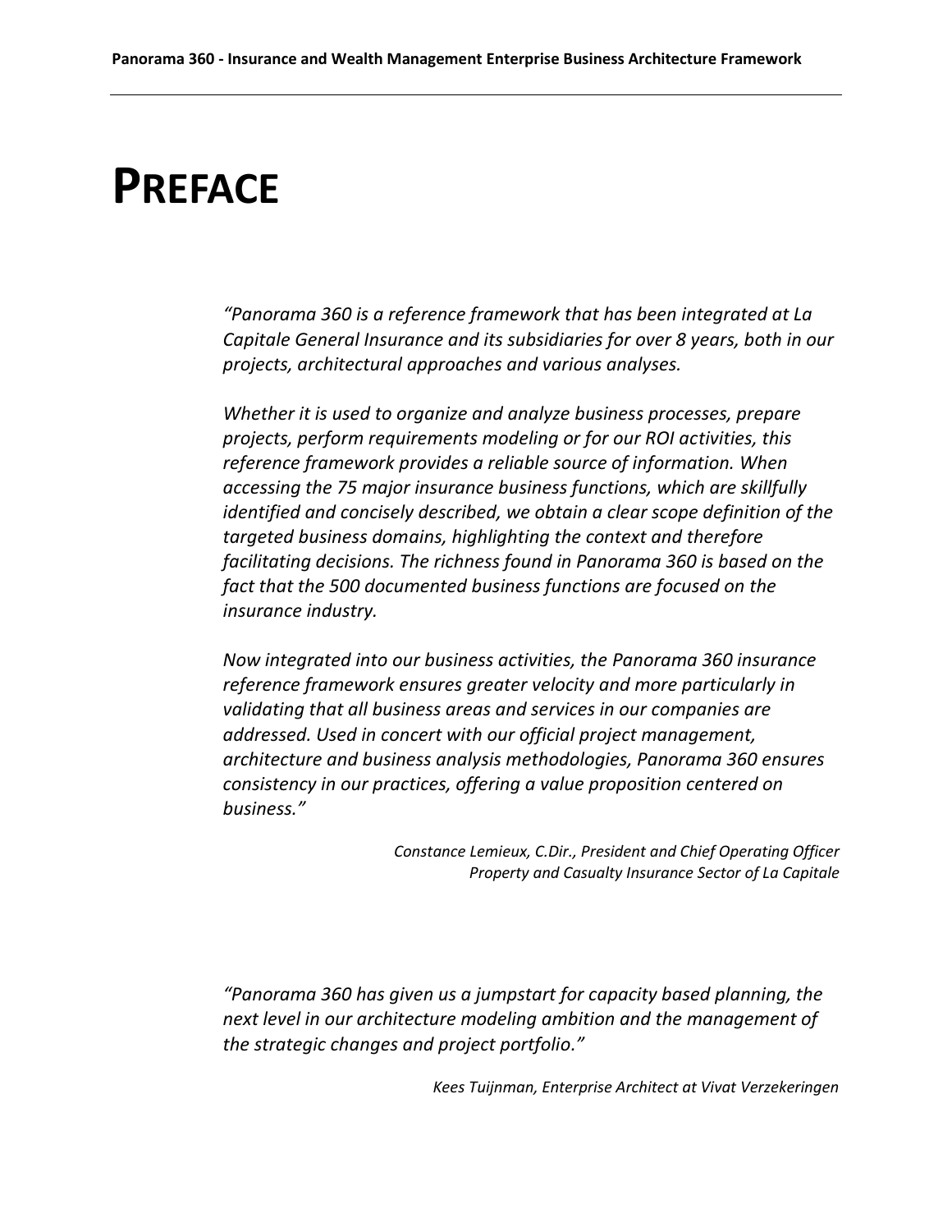# PREFACE

*"Panorama 360 is a reference framework that has been integrated at La Capitale General Insurance and its subsidiaries for over 8 years, both in our projects, architectural approaches and various analyses.*

*Whether it is used to organize and analyze business processes, prepare projects, perform requirements modeling or for our ROI activities, this reference framework provides a reliable source of information. When accessing the 75 major insurance business functions, which are skillfully identified and concisely described, we obtain a clear scope definition of the targeted business domains, highlighting the context and therefore facilitating decisions. The richness found in Panorama 360 is based on the fact that the 500 documented business functions are focused on the insurance industry.*

*Now integrated into our business activities, the Panorama 360 insurance reference framework ensures greater velocity and more particularly in validating that all business areas and services in our companies are addressed. Used in concert with our official project management, architecture and business analysis methodologies, Panorama 360 ensures consistency in our practices, offering a value proposition centered on business."*

*Constance Lemieux, C.Dir., President and Chief Operating Officer*
*Property and Casualty Insurance Sector of La Capitale*

*"Panorama 360 has given us a jumpstart for capacity based planning, the next level in our architecture modeling ambition and the management of the strategic changes and project portfolio."*

*Kees Tuijnman, Enterprise Architect at Vivat Verzekeringen*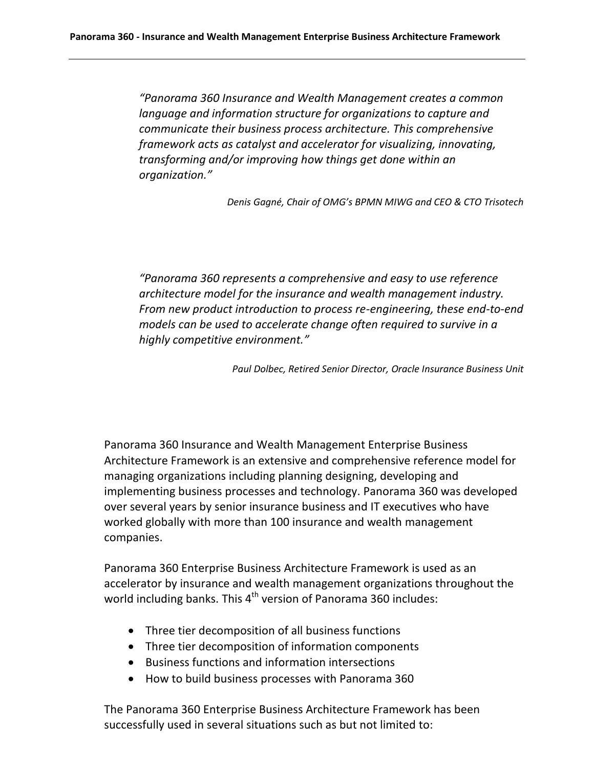*"Panorama 360 Insurance and Wealth Management creates a common language and information structure for organizations to capture and communicate their business process architecture. This comprehensive framework acts as catalyst and accelerator for visualizing, innovating, transforming and/or improving how things get done within an organization."*

*Denis Gagné, Chair of OMG's BPMN MIWG and CEO & CTO Trisotech*

*"Panorama 360 represents a comprehensive and easy to use reference architecture model for the insurance and wealth management industry. From new product introduction to process re-engineering, these end-to-end models can be used to accelerate change often required to survive in a highly competitive environment."*

*Paul Dolbec, Retired Senior Director, Oracle Insurance Business Unit*

Panorama 360 Insurance and Wealth Management Enterprise Business Architecture Framework is an extensive and comprehensive reference model for managing organizations including planning designing, developing and implementing business processes and technology. Panorama 360 was developed over several years by senior insurance business and IT executives who have worked globally with more than 100 insurance and wealth management companies.

Panorama 360 Enterprise Business Architecture Framework is used as an accelerator by insurance and wealth management organizations throughout the world including banks. This 4th version of Panorama 360 includes:

- Three tier decomposition of all business functions
- Three tier decomposition of information components
- Business functions and information intersections
- How to build business processes with Panorama 360

The Panorama 360 Enterprise Business Architecture Framework has been successfully used in several situations such as but not limited to: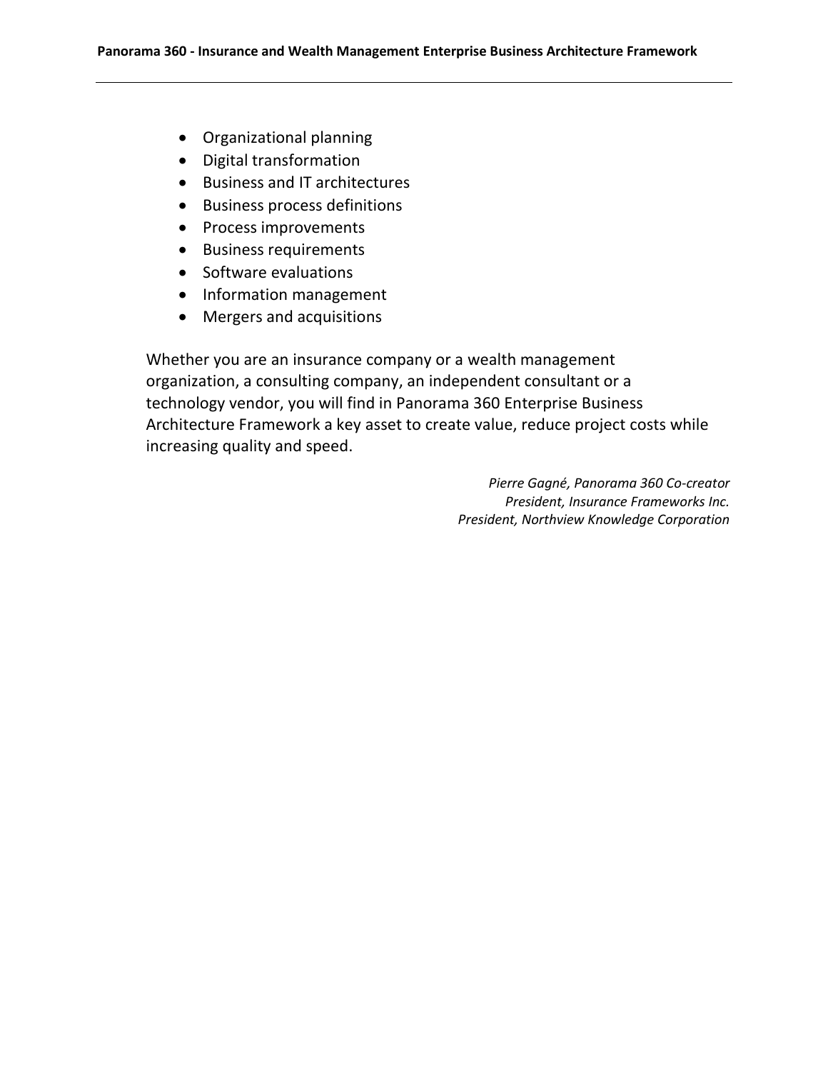- Organizational planning
- Digital transformation
- Business and IT architectures
- Business process definitions
- Process improvements
- Business requirements
- Software evaluations
- Information management
- Mergers and acquisitions

Whether you are an insurance company or a wealth management organization, a consulting company, an independent consultant or a technology vendor, you will find in Panorama 360 Enterprise Business Architecture Framework a key asset to create value, reduce project costs while increasing quality and speed.

*Pierre Gagné, Panorama 360 Co-creator*
*President, Insurance Frameworks Inc.*
*President, Northview Knowledge Corporation*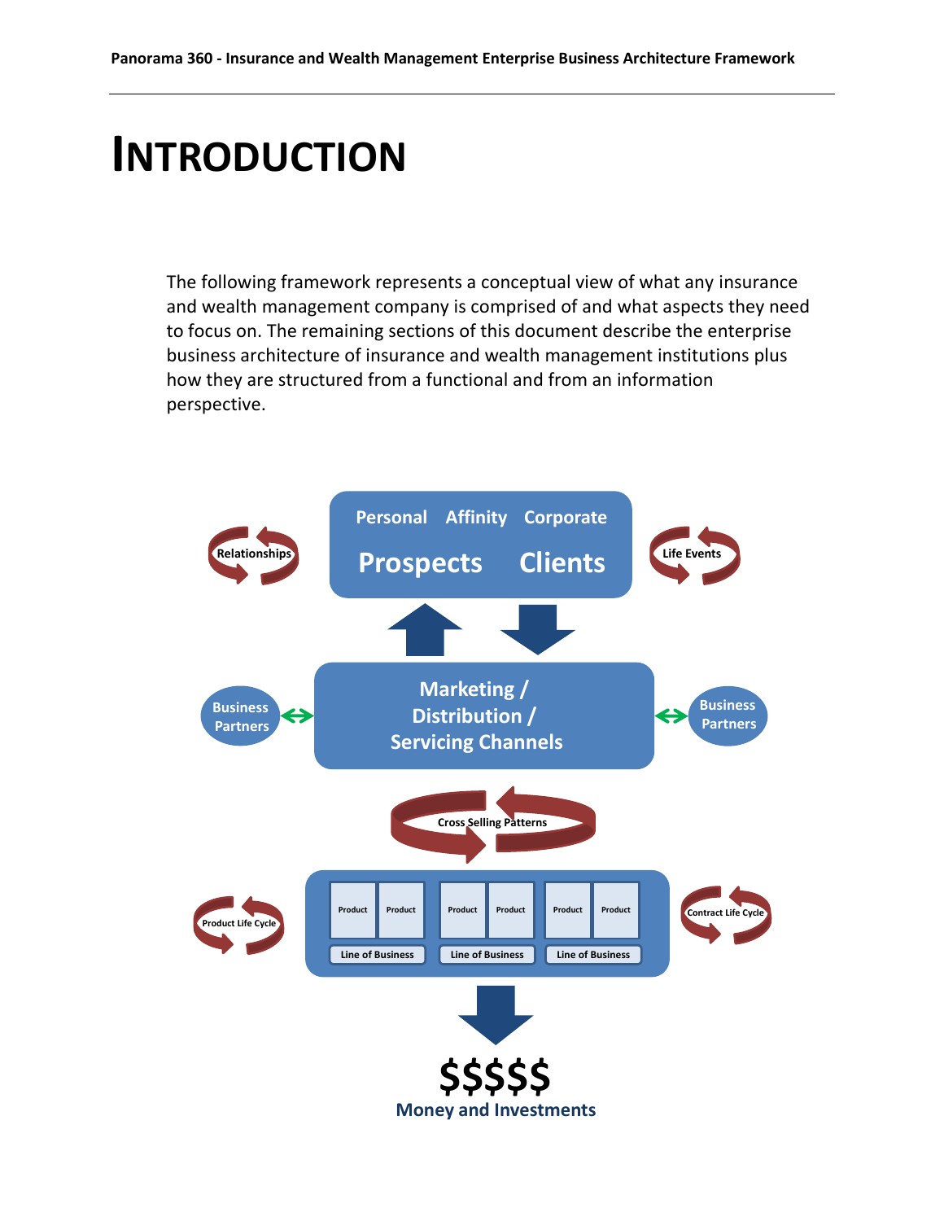# INTRODUCTION

The following framework represents a conceptual view of what any insurance and wealth management company is comprised of and what aspects they need to focus on. The remaining sections of this document describe the enterprise business architecture of insurance and wealth management institutions plus how they are structured from a functional and from an information perspective.

Personal Affinity Corporate

Prospects Clients

Relationships

Life Events

Business Partners

Marketing / Distribution / Servicing Channels

Business Partners

Cross Selling Patterns

Product Life Cycle

Product Product Product Product Product Product

Line of Business Line of Business Line of Business

Contract Life Cycle

$$$$$

Money and Investments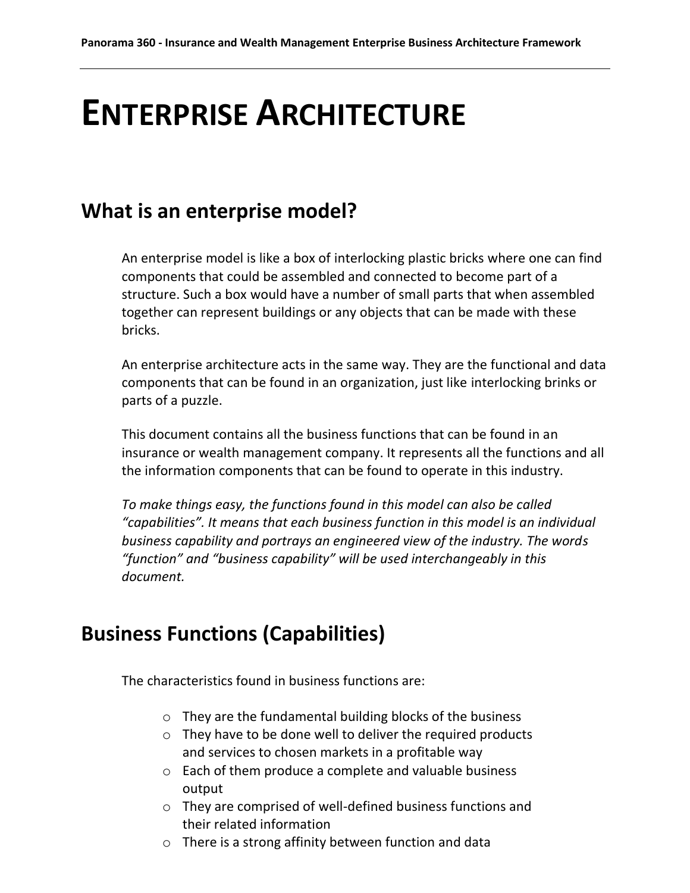# ENTERPRISE ARCHITECTURE

## What is an enterprise model?

An enterprise model is like a box of interlocking plastic bricks where one can find components that could be assembled and connected to become part of a structure. Such a box would have a number of small parts that when assembled together can represent buildings or any objects that can be made with these bricks.

An enterprise architecture acts in the same way. They are the functional and data components that can be found in an organization, just like interlocking brinks or parts of a puzzle.

This document contains all the business functions that can be found in an insurance or wealth management company. It represents all the functions and all the information components that can be found to operate in this industry.

*To make things easy, the functions found in this model can also be called "capabilities". It means that each business function in this model is an individual business capability and portrays an engineered view of the industry. The words "function" and "business capability" will be used interchangeably in this document.*

## Business Functions (Capabilities)

The characteristics found in business functions are:

- They are the fundamental building blocks of the business
- They have to be done well to deliver the required products and services to chosen markets in a profitable way
- Each of them produce a complete and valuable business output
- They are comprised of well-defined business functions and their related information
- There is a strong affinity between function and data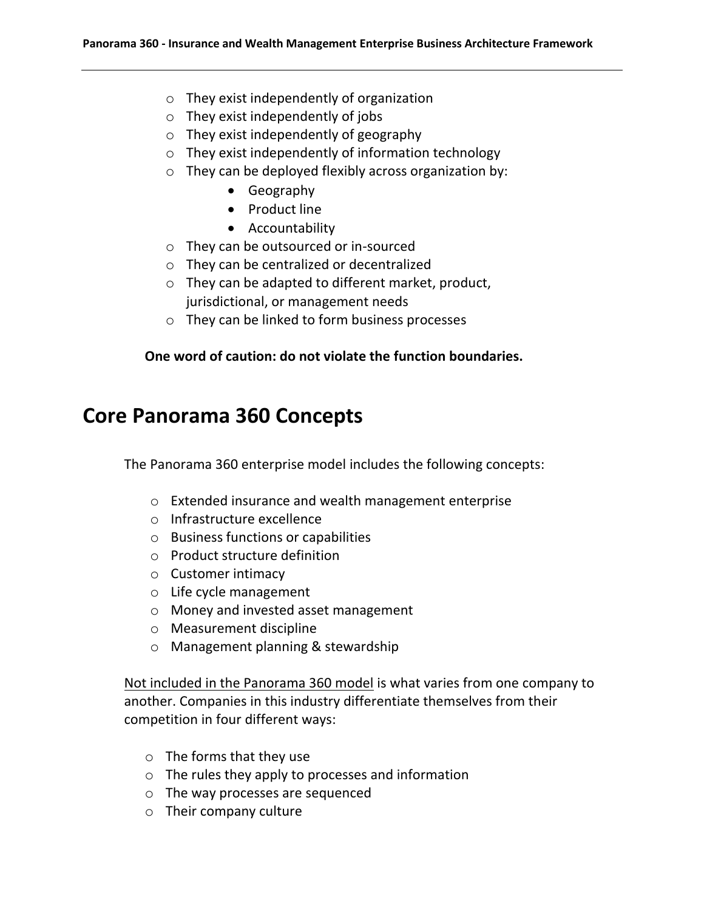- They exist independently of organization
- They exist independently of jobs
- They exist independently of geography
- They exist independently of information technology
- They can be deployed flexibly across organization by:
    - Geography
    - Product line
    - Accountability
- They can be outsourced or in-sourced
- They can be centralized or decentralized
- They can be adapted to different market, product, jurisdictional, or management needs
- They can be linked to form business processes

**One word of caution: do not violate the function boundaries.**

# Core Panorama 360 Concepts

The Panorama 360 enterprise model includes the following concepts:

- Extended insurance and wealth management enterprise
- Infrastructure excellence
- Business functions or capabilities
- Product structure definition
- Customer intimacy
- Life cycle management
- Money and invested asset management
- Measurement discipline
- Management planning & stewardship

<u>Not included in the Panorama 360 model</u> is what varies from one company to another. Companies in this industry differentiate themselves from their competition in four different ways:

- The forms that they use
- The rules they apply to processes and information
- The way processes are sequenced
- Their company culture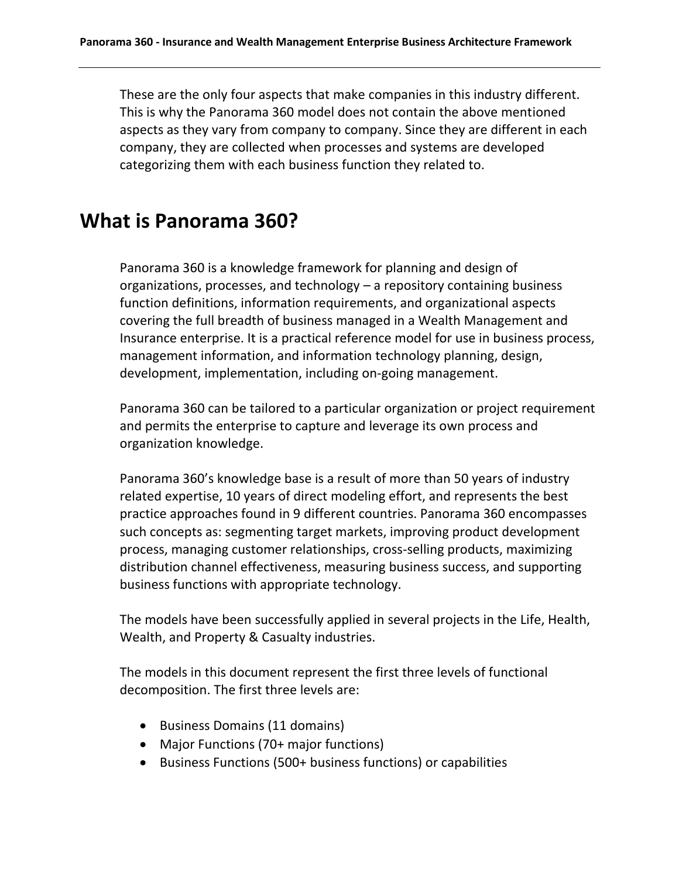These are the only four aspects that make companies in this industry different. This is why the Panorama 360 model does not contain the above mentioned aspects as they vary from company to company. Since they are different in each company, they are collected when processes and systems are developed categorizing them with each business function they related to.

# What is Panorama 360?

Panorama 360 is a knowledge framework for planning and design of organizations, processes, and technology – a repository containing business function definitions, information requirements, and organizational aspects covering the full breadth of business managed in a Wealth Management and Insurance enterprise. It is a practical reference model for use in business process, management information, and information technology planning, design, development, implementation, including on-going management.

Panorama 360 can be tailored to a particular organization or project requirement and permits the enterprise to capture and leverage its own process and organization knowledge.

Panorama 360's knowledge base is a result of more than 50 years of industry related expertise, 10 years of direct modeling effort, and represents the best practice approaches found in 9 different countries. Panorama 360 encompasses such concepts as: segmenting target markets, improving product development process, managing customer relationships, cross-selling products, maximizing distribution channel effectiveness, measuring business success, and supporting business functions with appropriate technology.

The models have been successfully applied in several projects in the Life, Health, Wealth, and Property & Casualty industries.

The models in this document represent the first three levels of functional decomposition. The first three levels are:

- Business Domains (11 domains)
- Major Functions (70+ major functions)
- Business Functions (500+ business functions) or capabilities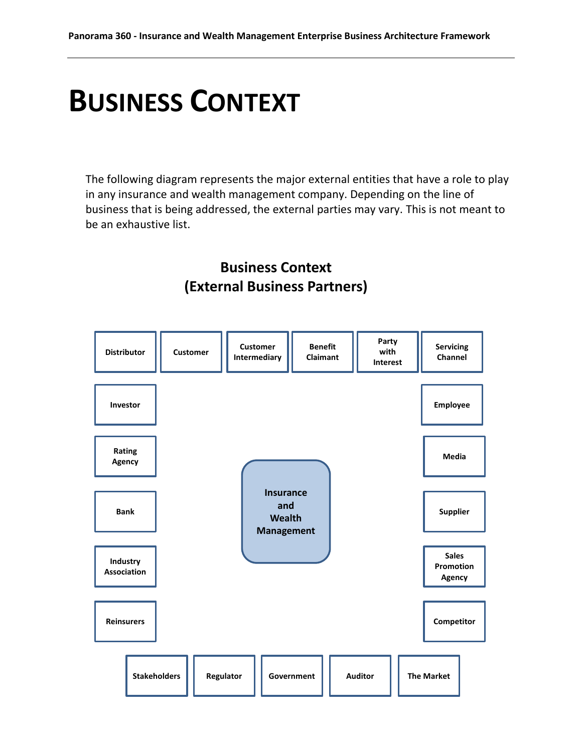# BUSINESS CONTEXT

The following diagram represents the major external entities that have a role to play in any insurance and wealth management company. Depending on the line of business that is being addressed, the external parties may vary. This is not meant to be an exhaustive list.

**Business Context**
**(External Business Partners)**

Distributor

Customer

Customer Intermediary

Benefit Claimant

Party with Interest

Servicing Channel

Investor

Employee

Rating Agency

Media

Insurance and Wealth Management

Bank

Supplier

Industry Association

Sales Promotion Agency

Reinsurers

Competitor

Stakeholders

Regulator

Government

Auditor

The Market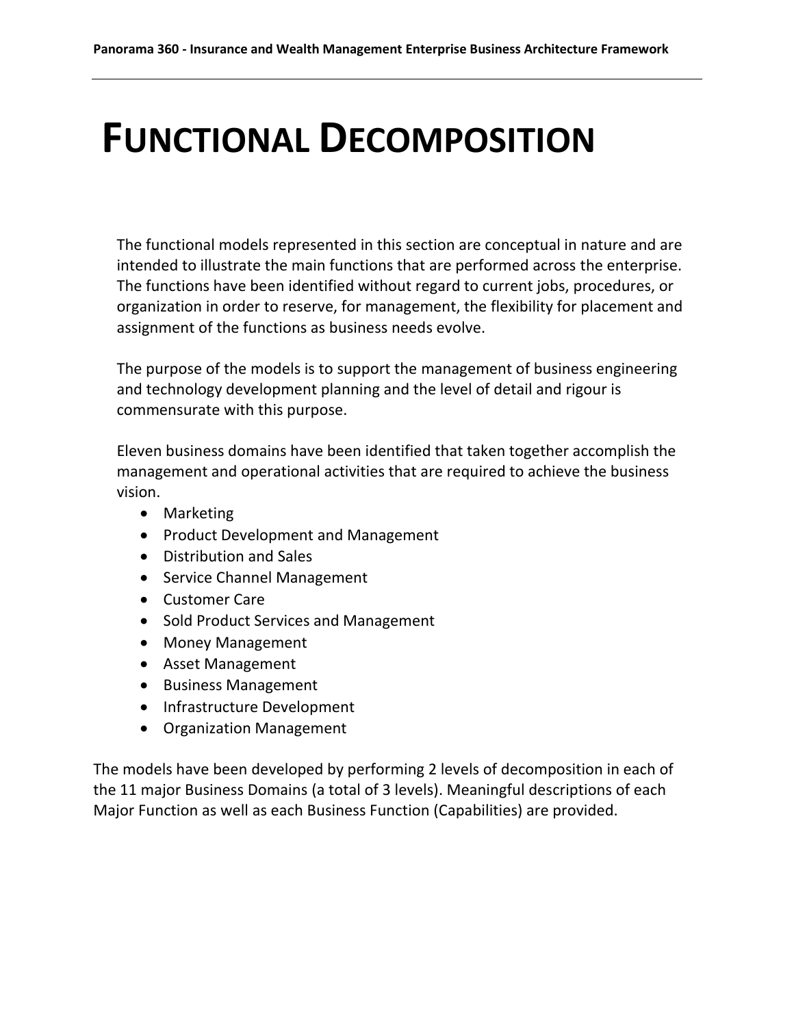# FUNCTIONAL DECOMPOSITION

The functional models represented in this section are conceptual in nature and are intended to illustrate the main functions that are performed across the enterprise. The functions have been identified without regard to current jobs, procedures, or organization in order to reserve, for management, the flexibility for placement and assignment of the functions as business needs evolve.

The purpose of the models is to support the management of business engineering and technology development planning and the level of detail and rigour is commensurate with this purpose.

Eleven business domains have been identified that taken together accomplish the management and operational activities that are required to achieve the business vision.

- Marketing
- Product Development and Management
- Distribution and Sales
- Service Channel Management
- Customer Care
- Sold Product Services and Management
- Money Management
- Asset Management
- Business Management
- Infrastructure Development
- Organization Management

The models have been developed by performing 2 levels of decomposition in each of the 11 major Business Domains (a total of 3 levels). Meaningful descriptions of each Major Function as well as each Business Function (Capabilities) are provided.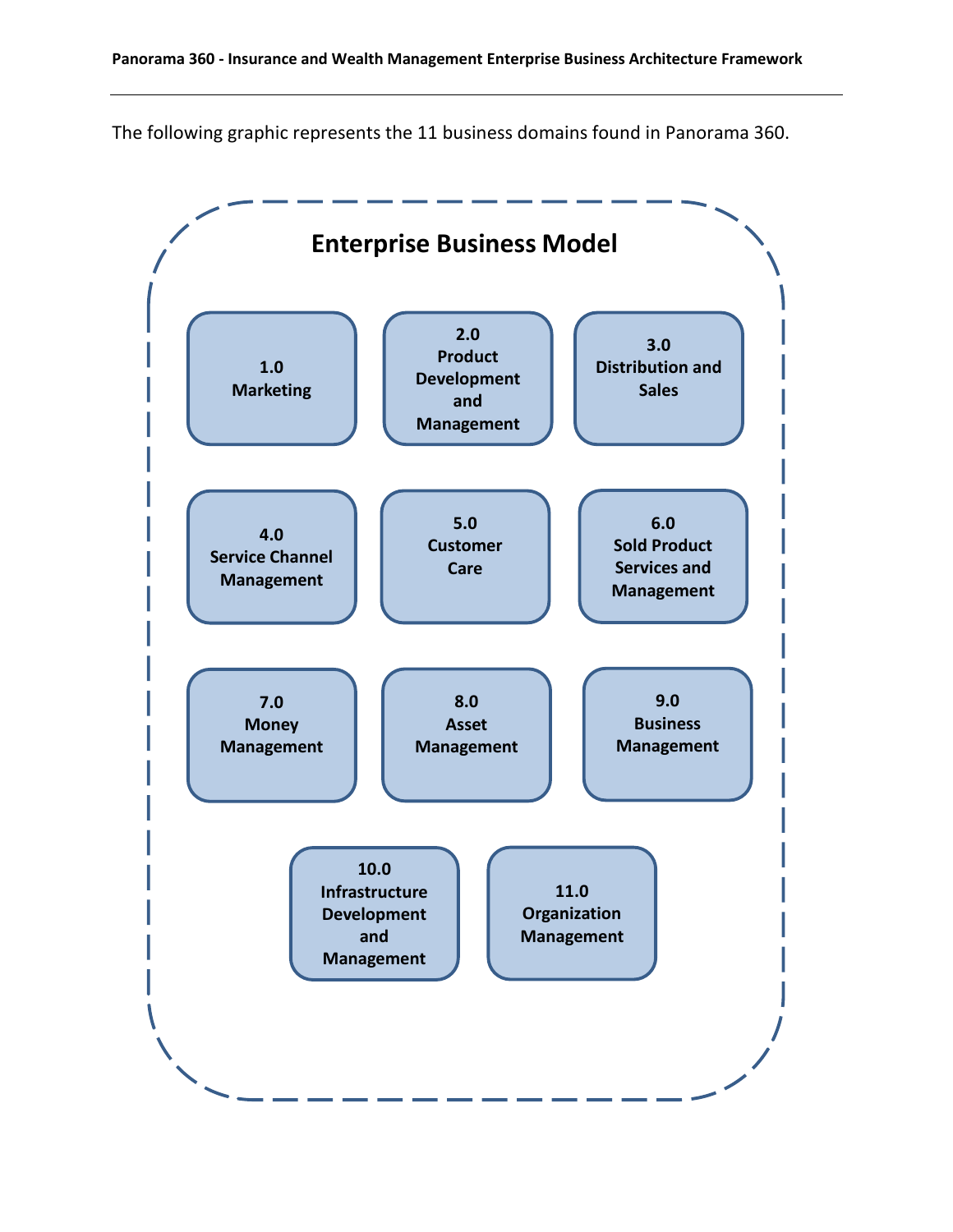The following graphic represents the 11 business domains found in Panorama 360.

## Enterprise Business Model

- **1.0 Marketing**
- **2.0 Product Development and Management**
- **3.0 Distribution and Sales**
- **4.0 Service Channel Management**
- **5.0 Customer Care**
- **6.0 Sold Product Services and Management**
- **7.0 Money Management**
- **8.0 Asset Management**
- **9.0 Business Management**
- **10.0 Infrastructure Development and Management**
- **11.0 Organization Management**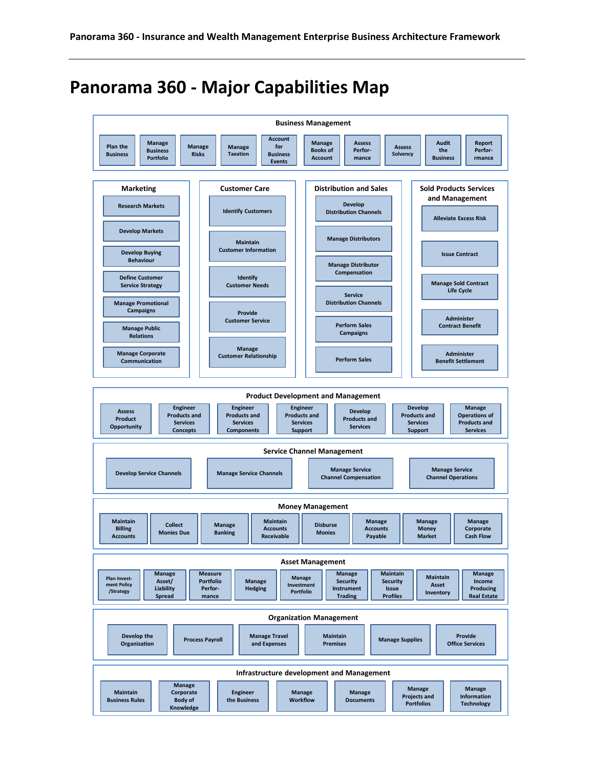# Panorama 360 - Major Capabilities Map

## Business Management

- Plan the Business
- Manage Business Portfolio
- Manage Risks
- Manage Taxation
- Account for Business Events
- Manage Books of Account
- Assess Performance
- Assess Solvency
- Audit the Business
- Report Performance

## Marketing

- Research Markets
- Develop Markets
- Develop Buying Behaviour
- Define Customer Service Strategy
- Manage Promotional Campaigns
- Manage Public Relations
- Manage Corporate Communication

## Customer Care

- Identify Customers
- Maintain Customer Information
- Identify Customer Needs
- Provide Customer Service
- Manage Customer Relationship

## Distribution and Sales

- Develop Distribution Channels
- Manage Distributors
- Manage Distributor Compensation
- Service Distribution Channels
- Perform Sales Campaigns
- Perform Sales

## Sold Products Services and Management

- Alleviate Excess Risk
- Issue Contract
- Manage Sold Contract Life Cycle
- Administer Contract Benefit
- Administer Benefit Settlement

## Product Development and Management

- Assess Product Opportunity
- Engineer Products and Services Concepts
- Engineer Products and Services Components
- Engineer Products and Services Support
- Develop Products and Services
- Develop Products and Services Support
- Manage Operations of Products and Services

## Service Channel Management

- Develop Service Channels
- Manage Service Channels
- Manage Service Channel Compensation
- Manage Service Channel Operations

## Money Management

- Maintain Billing Accounts
- Collect Monies Due
- Manage Banking
- Maintain Accounts Receivable
- Disburse Monies
- Manage Accounts Payable
- Manage Money Market
- Manage Corporate Cash Flow

## Asset Management

- Plan Investment Policy /Strategy
- Manage Asset/ Liability Spread
- Measure Portfolio Performance
- Manage Hedging
- Manage Investment Portfolio
- Manage Security Instrument Trading
- Maintain Security Issue Profiles
- Maintain Asset Inventory
- Manage Income Producing Real Estate

## Organization Management

- Develop the Organization
- Process Payroll
- Manage Travel and Expenses
- Maintain Premises
- Manage Supplies
- Provide Office Services

## Infrastructure development and Management

- Maintain Business Rules
- Manage Corporate Body of Knowledge
- Engineer the Business
- Manage Workflow
- Manage Documents
- Manage Projects and Portfolios
- Manage Information Technology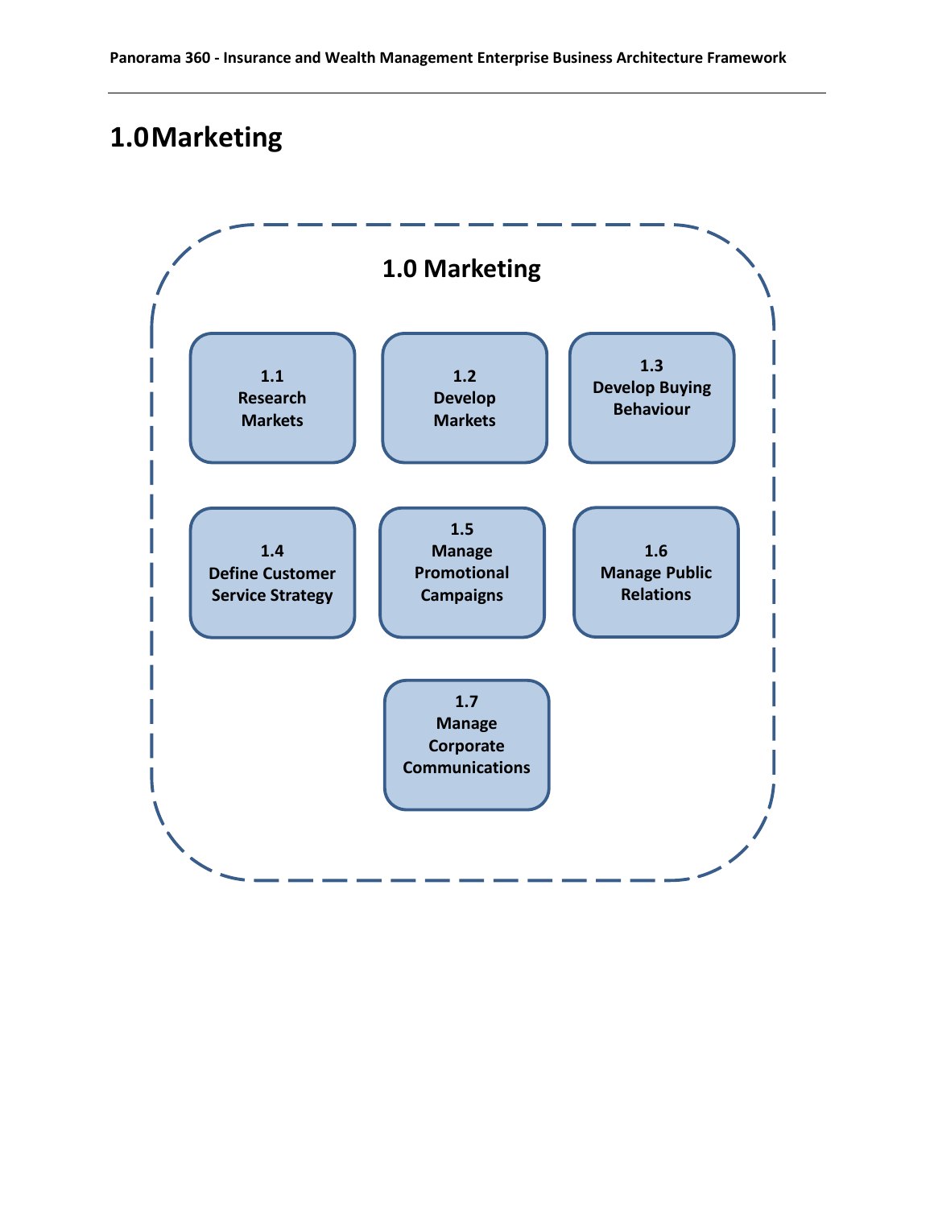# 1.0 Marketing

**1.0 Marketing**

- **1.1** Research Markets
- **1.2** Develop Markets
- **1.3** Develop Buying Behaviour
- **1.4** Define Customer Service Strategy
- **1.5** Manage Promotional Campaigns
- **1.6** Manage Public Relations
- **1.7** Manage Corporate Communications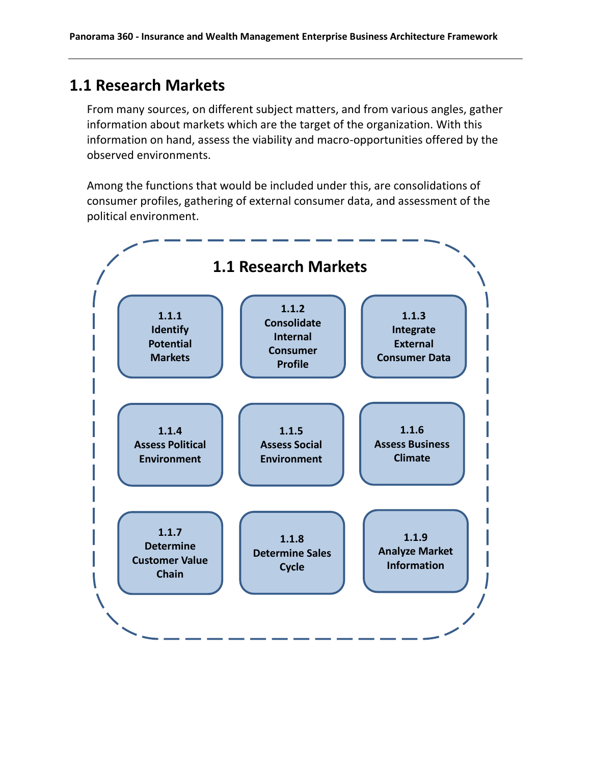## 1.1 Research Markets

From many sources, on different subject matters, and from various angles, gather information about markets which are the target of the organization. With this information on hand, assess the viability and macro-opportunities offered by the observed environments.

Among the functions that would be included under this, are consolidations of consumer profiles, gathering of external consumer data, and assessment of the political environment.

**1.1 Research Markets**

| | | |
|---|---|---|
| 1.1.1 Identify Potential Markets | 1.1.2 Consolidate Internal Consumer Profile | 1.1.3 Integrate External Consumer Data |
| 1.1.4 Assess Political Environment | 1.1.5 Assess Social Environment | 1.1.6 Assess Business Climate |
| 1.1.7 Determine Customer Value Chain | 1.1.8 Determine Sales Cycle | 1.1.9 Analyze Market Information |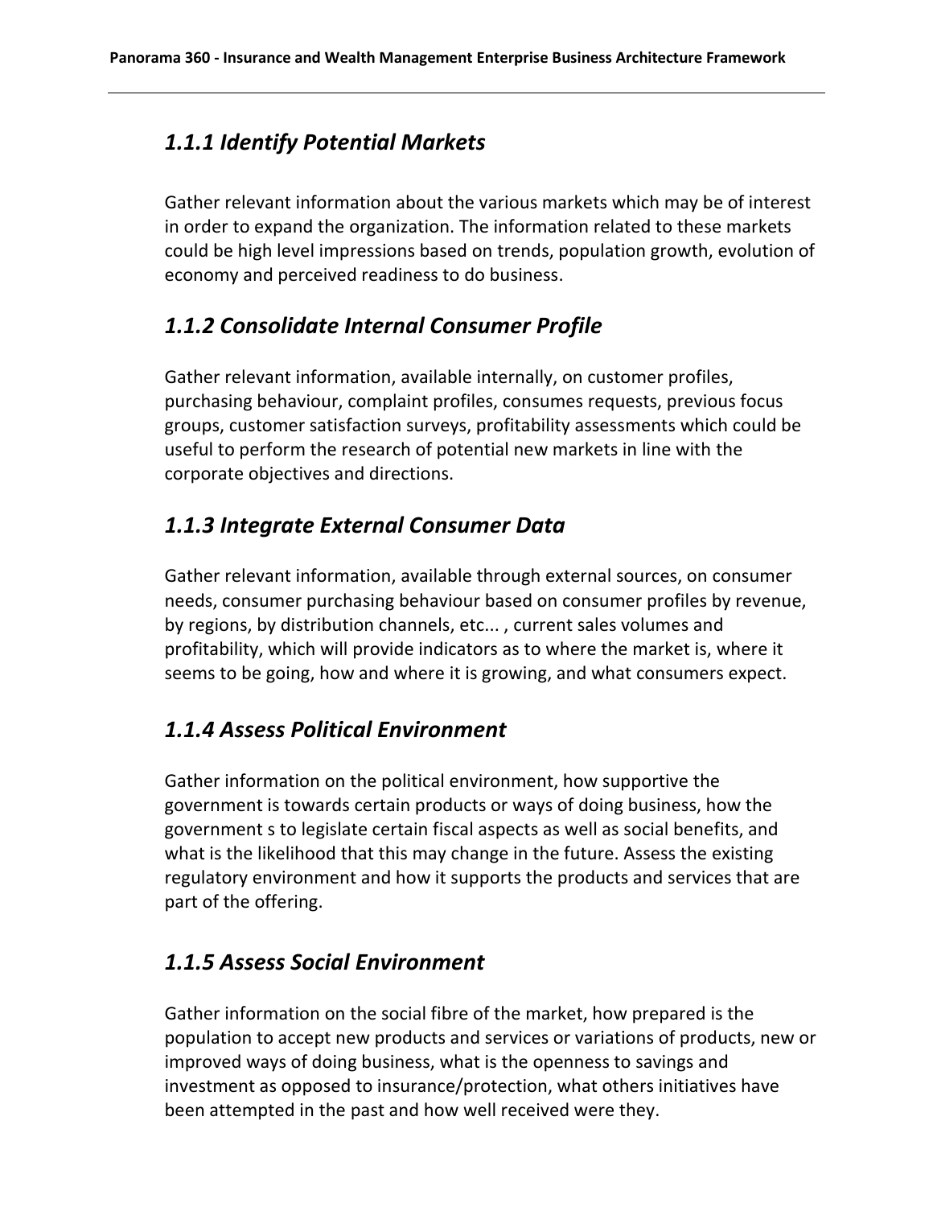### *1.1.1 Identify Potential Markets*

Gather relevant information about the various markets which may be of interest in order to expand the organization. The information related to these markets could be high level impressions based on trends, population growth, evolution of economy and perceived readiness to do business.

### *1.1.2 Consolidate Internal Consumer Profile*

Gather relevant information, available internally, on customer profiles, purchasing behaviour, complaint profiles, consumes requests, previous focus groups, customer satisfaction surveys, profitability assessments which could be useful to perform the research of potential new markets in line with the corporate objectives and directions.

### *1.1.3 Integrate External Consumer Data*

Gather relevant information, available through external sources, on consumer needs, consumer purchasing behaviour based on consumer profiles by revenue, by regions, by distribution channels, etc... , current sales volumes and profitability, which will provide indicators as to where the market is, where it seems to be going, how and where it is growing, and what consumers expect.

### *1.1.4 Assess Political Environment*

Gather information on the political environment, how supportive the government is towards certain products or ways of doing business, how the government s to legislate certain fiscal aspects as well as social benefits, and what is the likelihood that this may change in the future. Assess the existing regulatory environment and how it supports the products and services that are part of the offering.

### *1.1.5 Assess Social Environment*

Gather information on the social fibre of the market, how prepared is the population to accept new products and services or variations of products, new or improved ways of doing business, what is the openness to savings and investment as opposed to insurance/protection, what others initiatives have been attempted in the past and how well received were they.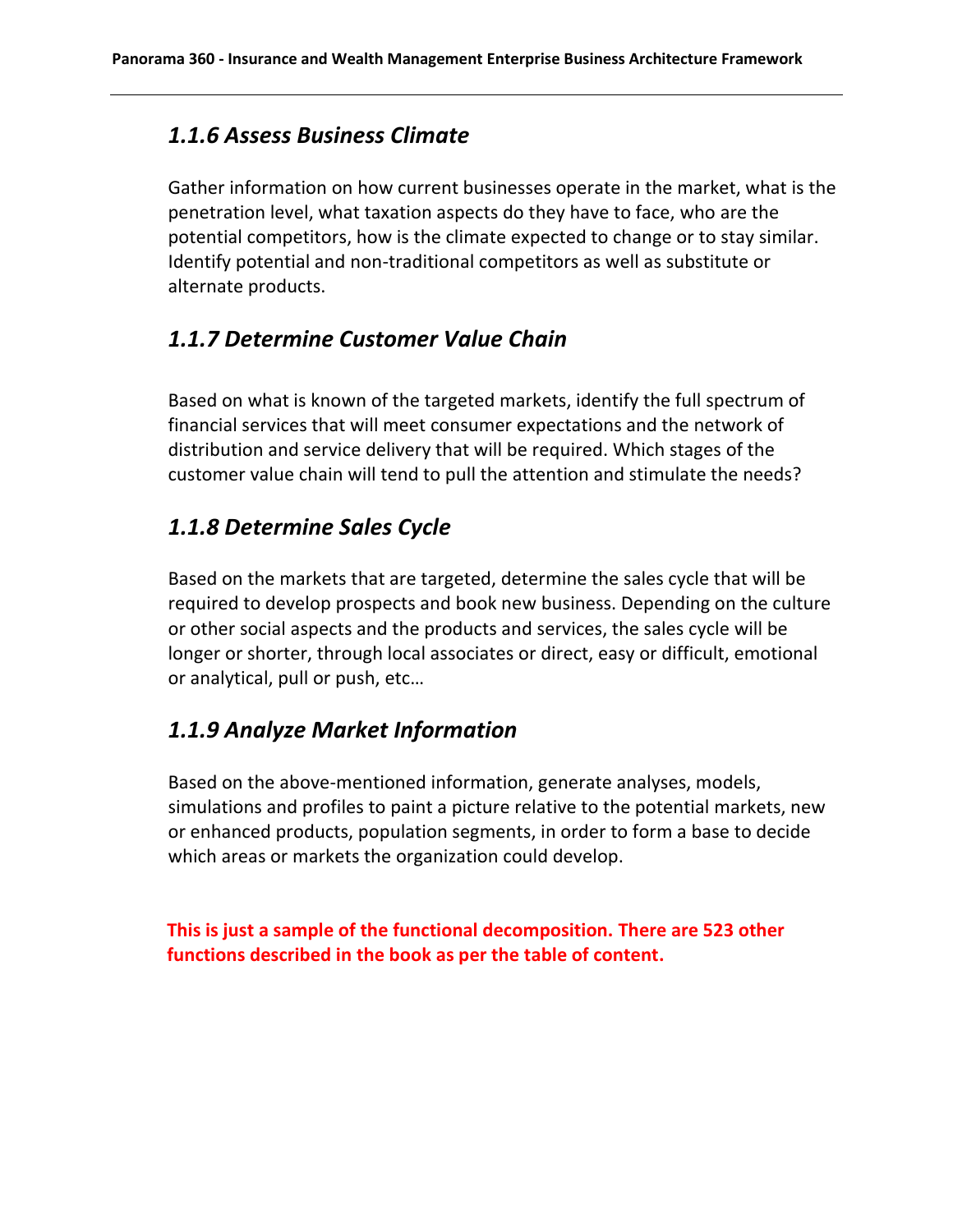### *1.1.6 Assess Business Climate*

Gather information on how current businesses operate in the market, what is the penetration level, what taxation aspects do they have to face, who are the potential competitors, how is the climate expected to change or to stay similar. Identify potential and non-traditional competitors as well as substitute or alternate products.

### *1.1.7 Determine Customer Value Chain*

Based on what is known of the targeted markets, identify the full spectrum of financial services that will meet consumer expectations and the network of distribution and service delivery that will be required. Which stages of the customer value chain will tend to pull the attention and stimulate the needs?

### *1.1.8 Determine Sales Cycle*

Based on the markets that are targeted, determine the sales cycle that will be required to develop prospects and book new business. Depending on the culture or other social aspects and the products and services, the sales cycle will be longer or shorter, through local associates or direct, easy or difficult, emotional or analytical, pull or push, etc…

### *1.1.9 Analyze Market Information*

Based on the above-mentioned information, generate analyses, models, simulations and profiles to paint a picture relative to the potential markets, new or enhanced products, population segments, in order to form a base to decide which areas or markets the organization could develop.

**This is just a sample of the functional decomposition. There are 523 other functions described in the book as per the table of content.**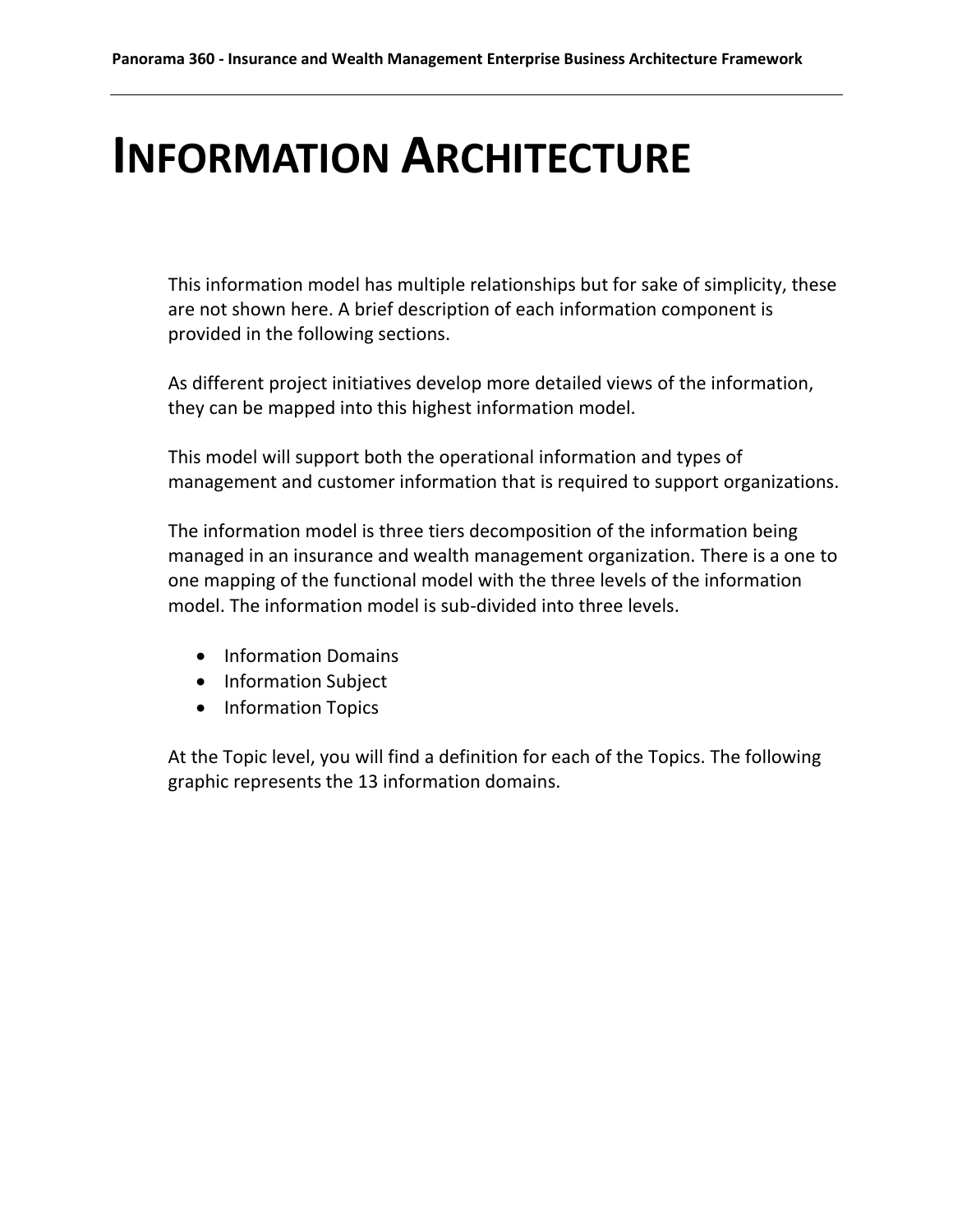# INFORMATION ARCHITECTURE

This information model has multiple relationships but for sake of simplicity, these are not shown here. A brief description of each information component is provided in the following sections.

As different project initiatives develop more detailed views of the information, they can be mapped into this highest information model.

This model will support both the operational information and types of management and customer information that is required to support organizations.

The information model is three tiers decomposition of the information being managed in an insurance and wealth management organization. There is a one to one mapping of the functional model with the three levels of the information model. The information model is sub-divided into three levels.

- Information Domains
- Information Subject
- Information Topics

At the Topic level, you will find a definition for each of the Topics. The following graphic represents the 13 information domains.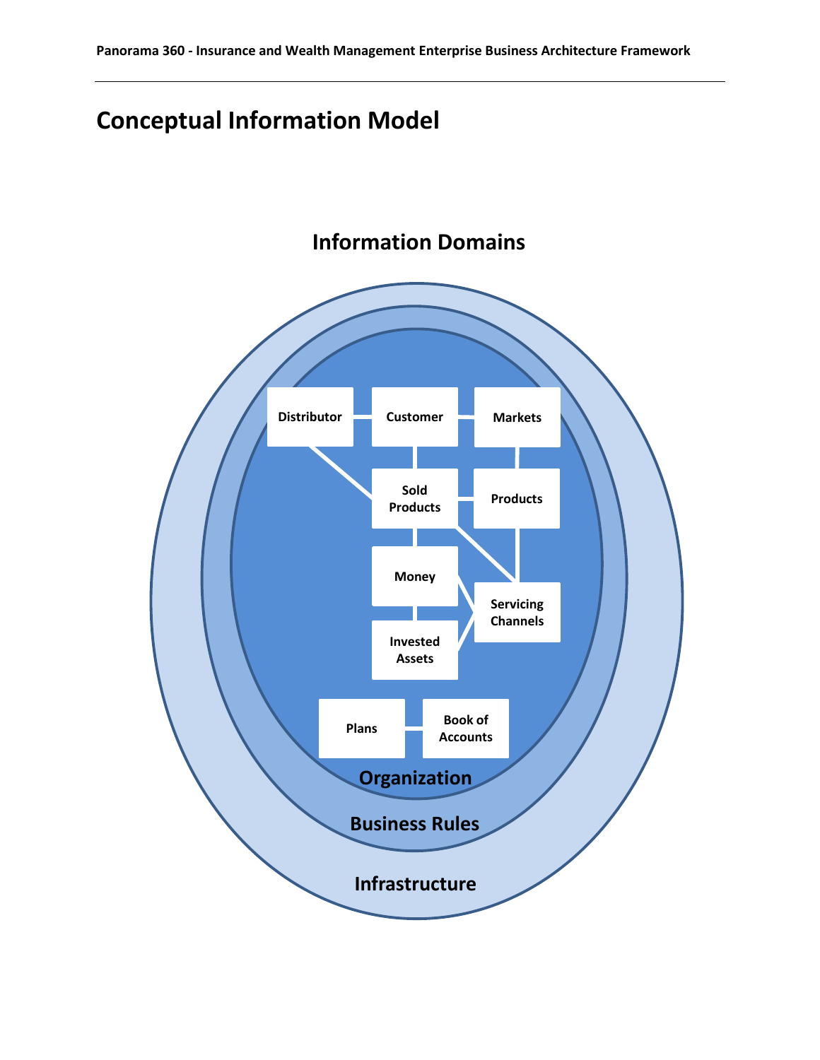# Conceptual Information Model

## Information Domains

Distributor

Customer

Markets

Sold Products

Products

Money

Servicing Channels

Invested Assets

Plans

Book of Accounts

Organization

Business Rules

Infrastructure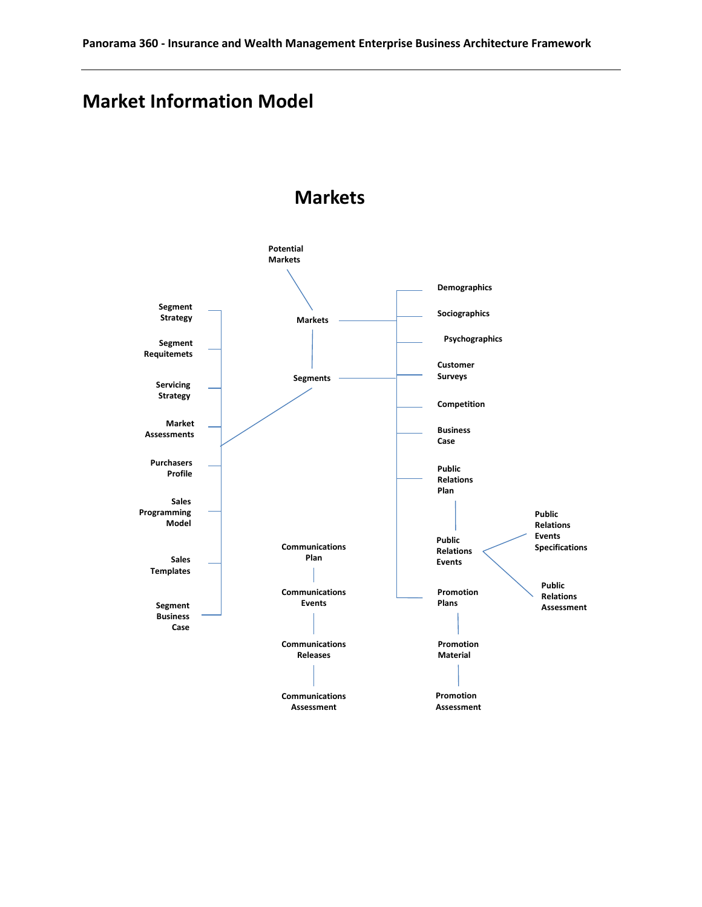# Market Information Model

## Markets

Potential Markets

Markets

Segments

Segment Strategy

Segment Requitemets

Servicing Strategy

Market Assessments

Purchasers Profile

Sales Programming Model

Sales Templates

Segment Business Case

Demographics

Sociographics

Psychographics

Customer Surveys

Competition

Business Case

Public Relations Plan

Public Relations Events

Public Relations Events Specifications

Public Relations Assessment

Promotion Plans

Promotion Material

Promotion Assessment

Communications Plan

Communications Events

Communications Releases

Communications Assessment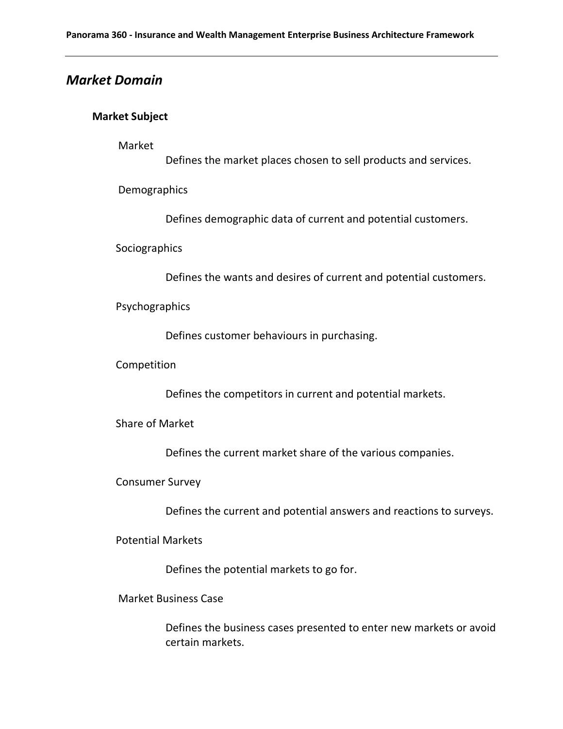## *Market Domain*

### Market Subject

Market

Defines the market places chosen to sell products and services.

Demographics

Defines demographic data of current and potential customers.

Sociographics

Defines the wants and desires of current and potential customers.

Psychographics

Defines customer behaviours in purchasing.

Competition

Defines the competitors in current and potential markets.

Share of Market

Defines the current market share of the various companies.

Consumer Survey

Defines the current and potential answers and reactions to surveys.

Potential Markets

Defines the potential markets to go for.

Market Business Case

Defines the business cases presented to enter new markets or avoid certain markets.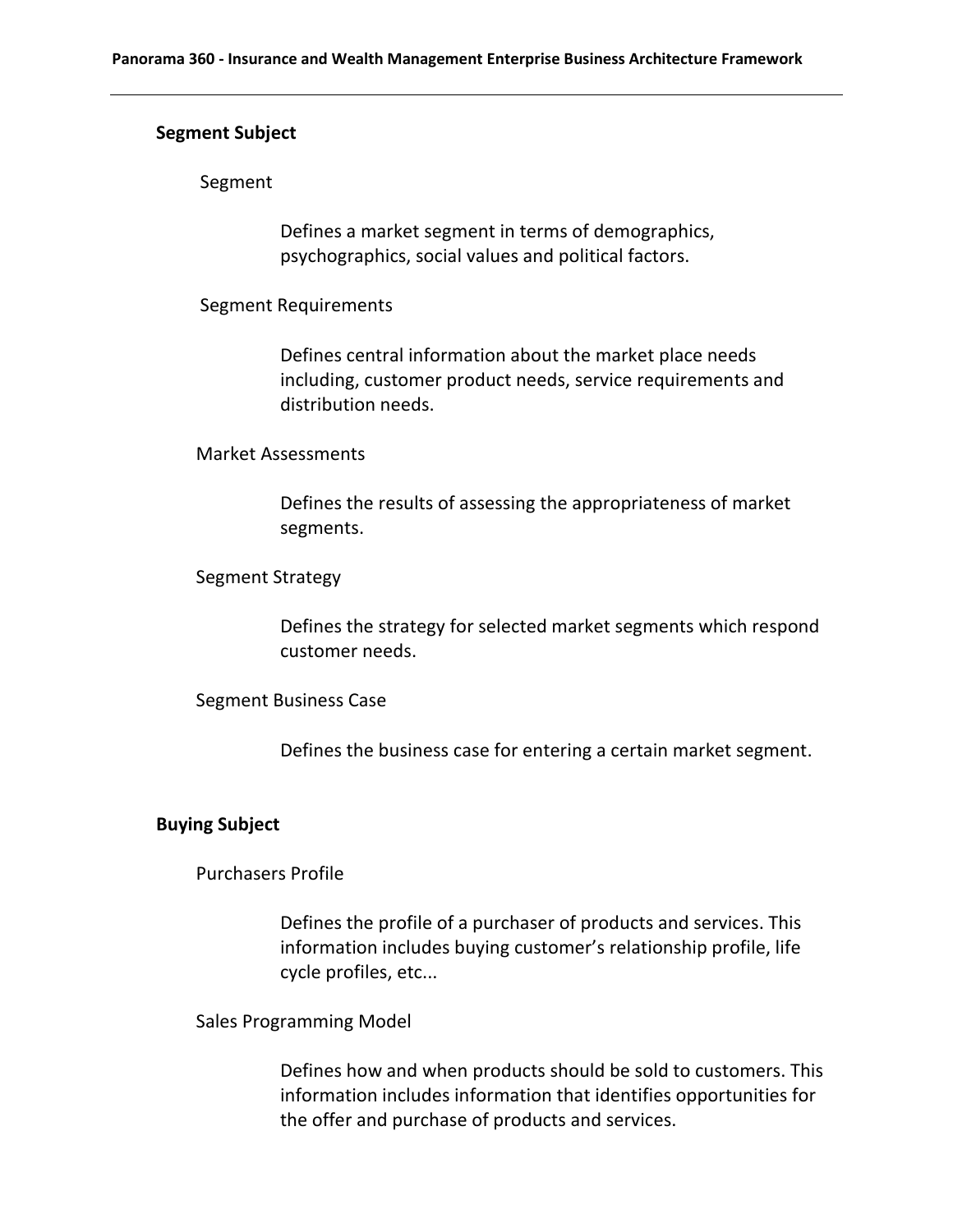## Segment Subject

### Segment

Defines a market segment in terms of demographics, psychographics, social values and political factors.

### Segment Requirements

Defines central information about the market place needs including, customer product needs, service requirements and distribution needs.

### Market Assessments

Defines the results of assessing the appropriateness of market segments.

### Segment Strategy

Defines the strategy for selected market segments which respond customer needs.

### Segment Business Case

Defines the business case for entering a certain market segment.

## Buying Subject

### Purchasers Profile

Defines the profile of a purchaser of products and services. This information includes buying customer's relationship profile, life cycle profiles, etc...

### Sales Programming Model

Defines how and when products should be sold to customers. This information includes information that identifies opportunities for the offer and purchase of products and services.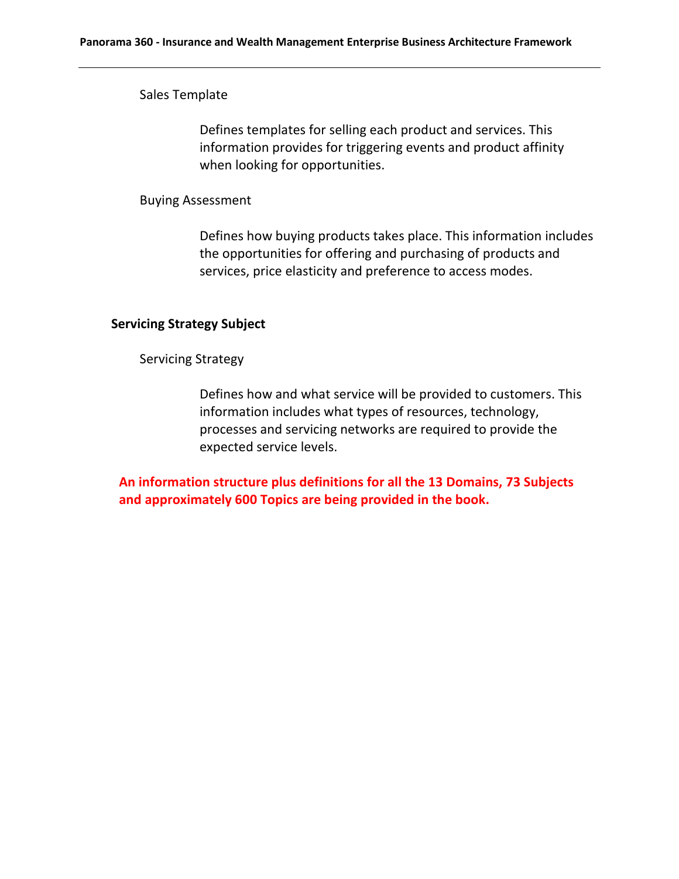Sales Template

Defines templates for selling each product and services. This information provides for triggering events and product affinity when looking for opportunities.

Buying Assessment

Defines how buying products takes place. This information includes the opportunities for offering and purchasing of products and services, price elasticity and preference to access modes.

**Servicing Strategy Subject**

Servicing Strategy

Defines how and what service will be provided to customers. This information includes what types of resources, technology, processes and servicing networks are required to provide the expected service levels.

**An information structure plus definitions for all the 13 Domains, 73 Subjects and approximately 600 Topics are being provided in the book.**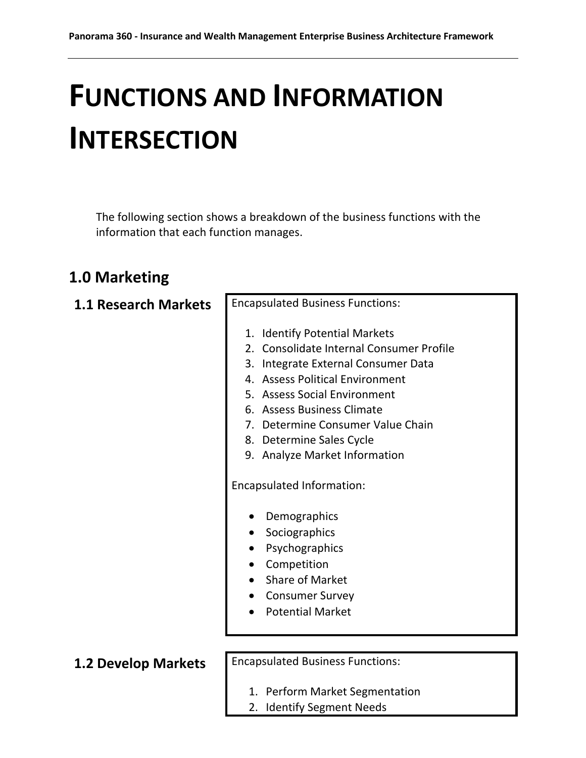# Functions and Information Intersection

The following section shows a breakdown of the business functions with the information that each function manages.

## 1.0 Marketing

### 1.1 Research Markets

Encapsulated Business Functions:

1. Identify Potential Markets
2. Consolidate Internal Consumer Profile
3. Integrate External Consumer Data
4. Assess Political Environment
5. Assess Social Environment
6. Assess Business Climate
7. Determine Consumer Value Chain
8. Determine Sales Cycle
9. Analyze Market Information

Encapsulated Information:

- Demographics
- Sociographics
- Psychographics
- Competition
- Share of Market
- Consumer Survey
- Potential Market

### 1.2 Develop Markets

Encapsulated Business Functions:

1. Perform Market Segmentation
2. Identify Segment Needs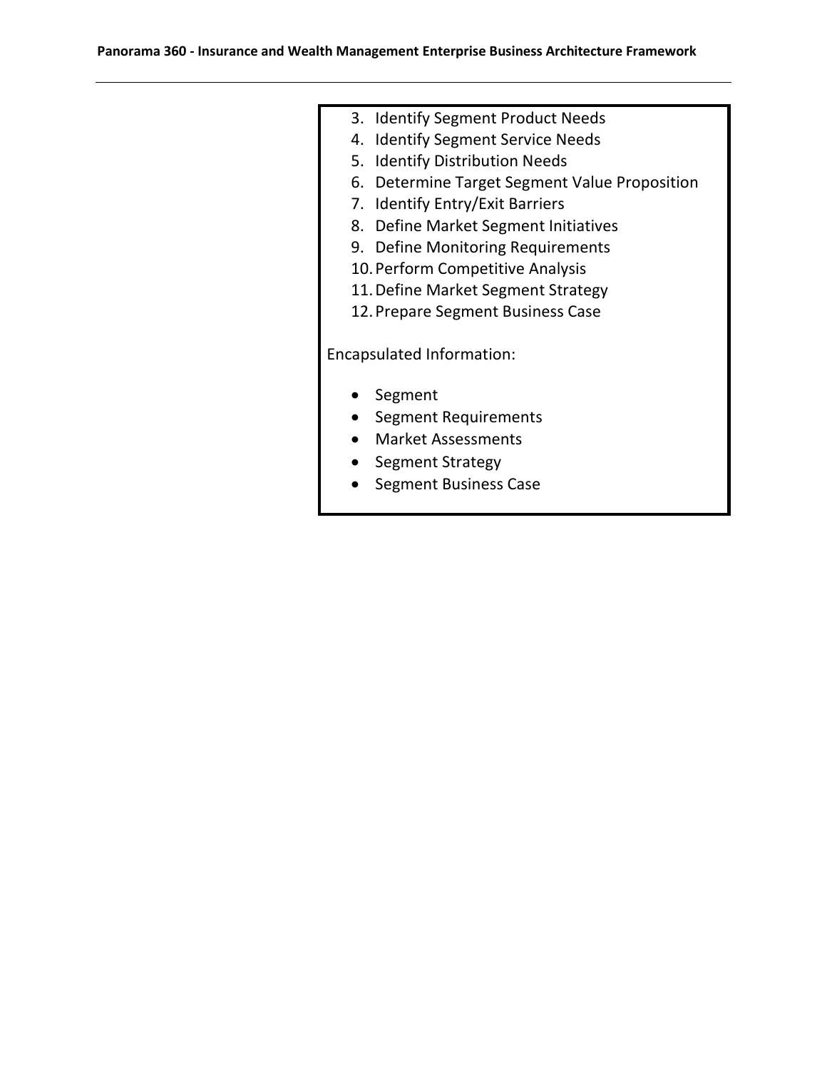3. Identify Segment Product Needs
4. Identify Segment Service Needs
5. Identify Distribution Needs
6. Determine Target Segment Value Proposition
7. Identify Entry/Exit Barriers
8. Define Market Segment Initiatives
9. Define Monitoring Requirements
10. Perform Competitive Analysis
11. Define Market Segment Strategy
12. Prepare Segment Business Case

Encapsulated Information:

- Segment
- Segment Requirements
- Market Assessments
- Segment Strategy
- Segment Business Case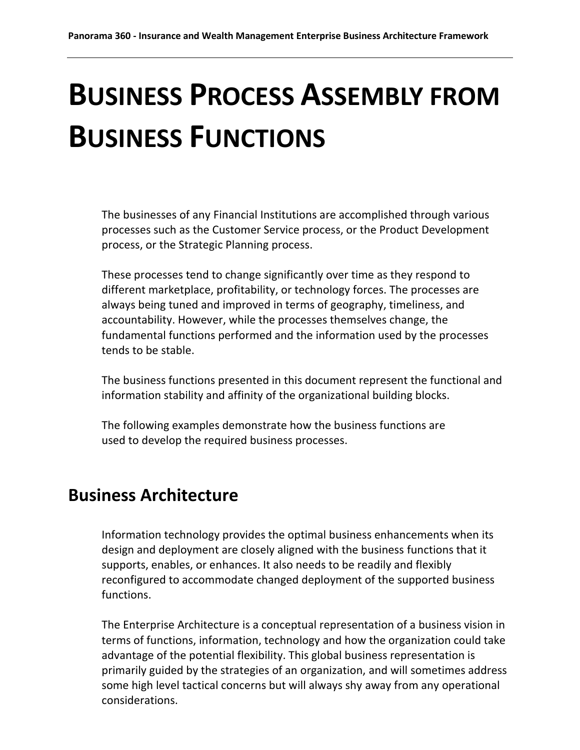# BUSINESS PROCESS ASSEMBLY FROM BUSINESS FUNCTIONS

The businesses of any Financial Institutions are accomplished through various processes such as the Customer Service process, or the Product Development process, or the Strategic Planning process.

These processes tend to change significantly over time as they respond to different marketplace, profitability, or technology forces. The processes are always being tuned and improved in terms of geography, timeliness, and accountability. However, while the processes themselves change, the fundamental functions performed and the information used by the processes tends to be stable.

The business functions presented in this document represent the functional and information stability and affinity of the organizational building blocks.

The following examples demonstrate how the business functions are used to develop the required business processes.

## Business Architecture

Information technology provides the optimal business enhancements when its design and deployment are closely aligned with the business functions that it supports, enables, or enhances. It also needs to be readily and flexibly reconfigured to accommodate changed deployment of the supported business functions.

The Enterprise Architecture is a conceptual representation of a business vision in terms of functions, information, technology and how the organization could take advantage of the potential flexibility. This global business representation is primarily guided by the strategies of an organization, and will sometimes address some high level tactical concerns but will always shy away from any operational considerations.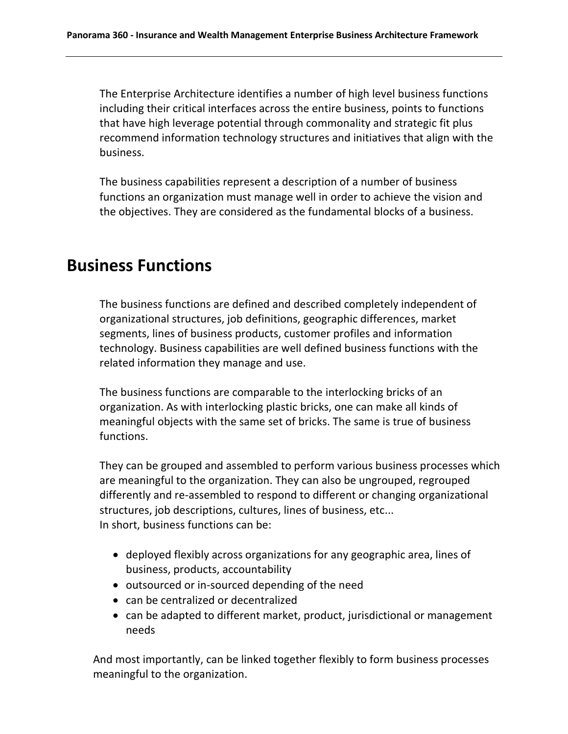The Enterprise Architecture identifies a number of high level business functions including their critical interfaces across the entire business, points to functions that have high leverage potential through commonality and strategic fit plus recommend information technology structures and initiatives that align with the business.

The business capabilities represent a description of a number of business functions an organization must manage well in order to achieve the vision and the objectives. They are considered as the fundamental blocks of a business.

# Business Functions

The business functions are defined and described completely independent of organizational structures, job definitions, geographic differences, market segments, lines of business products, customer profiles and information technology. Business capabilities are well defined business functions with the related information they manage and use.

The business functions are comparable to the interlocking bricks of an organization. As with interlocking plastic bricks, one can make all kinds of meaningful objects with the same set of bricks. The same is true of business functions.

They can be grouped and assembled to perform various business processes which are meaningful to the organization. They can also be ungrouped, regrouped differently and re-assembled to respond to different or changing organizational structures, job descriptions, cultures, lines of business, etc...
In short, business functions can be:

- deployed flexibly across organizations for any geographic area, lines of business, products, accountability
- outsourced or in-sourced depending of the need
- can be centralized or decentralized
- can be adapted to different market, product, jurisdictional or management needs

And most importantly, can be linked together flexibly to form business processes meaningful to the organization.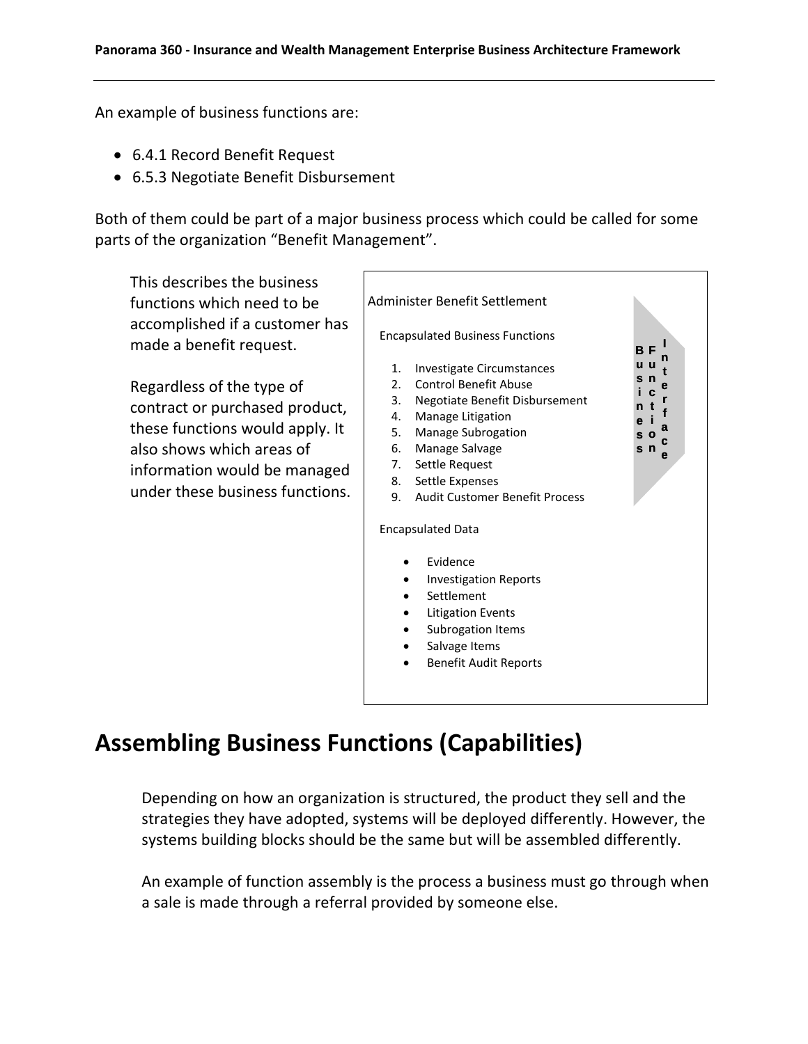An example of business functions are:

- 6.4.1 Record Benefit Request
- 6.5.3 Negotiate Benefit Disbursement

Both of them could be part of a major business process which could be called for some parts of the organization "Benefit Management".

This describes the business functions which need to be accomplished if a customer has made a benefit request.

Regardless of the type of contract or purchased product, these functions would apply. It also shows which areas of information would be managed under these business functions.

Administer Benefit Settlement

Encapsulated Business Functions

1. Investigate Circumstances
2. Control Benefit Abuse
3. Negotiate Benefit Disbursement
4. Manage Litigation
5. Manage Subrogation
6. Manage Salvage
7. Settle Request
8. Settle Expenses
9. Audit Customer Benefit Process

Business Function Interface

Encapsulated Data

- Evidence
- Investigation Reports
- Settlement
- Litigation Events
- Subrogation Items
- Salvage Items
- Benefit Audit Reports

# Assembling Business Functions (Capabilities)

Depending on how an organization is structured, the product they sell and the strategies they have adopted, systems will be deployed differently. However, the systems building blocks should be the same but will be assembled differently.

An example of function assembly is the process a business must go through when a sale is made through a referral provided by someone else.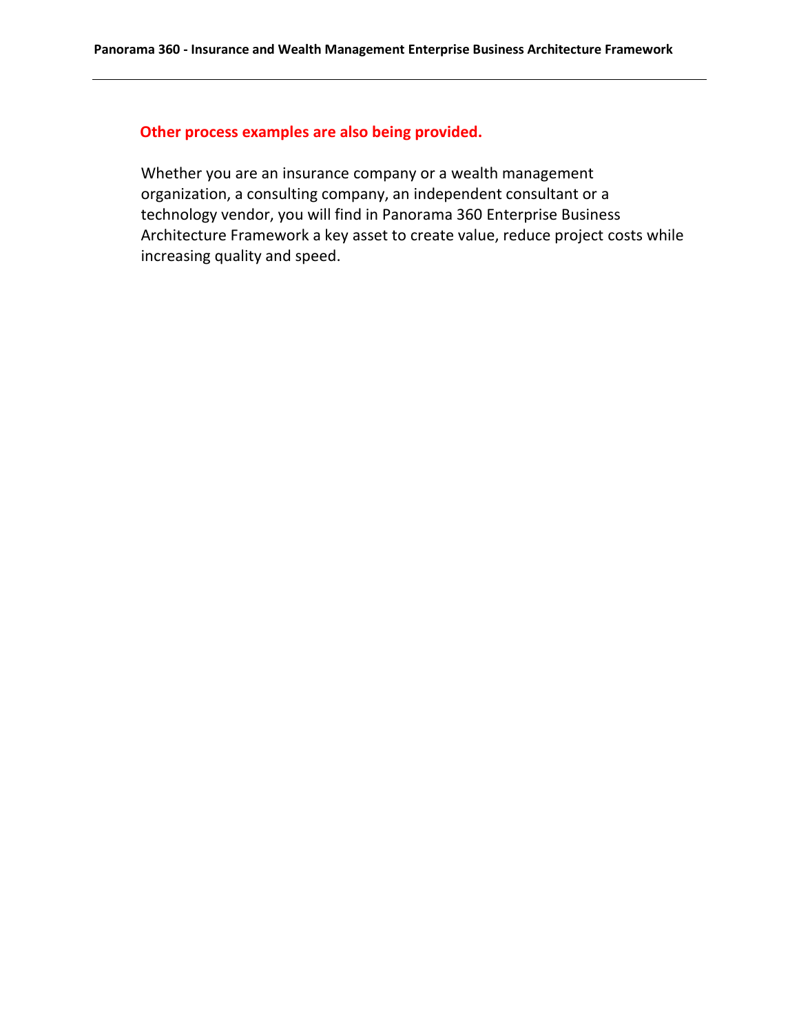**Other process examples are also being provided.**

Whether you are an insurance company or a wealth management organization, a consulting company, an independent consultant or a technology vendor, you will find in Panorama 360 Enterprise Business Architecture Framework a key asset to create value, reduce project costs while increasing quality and speed.